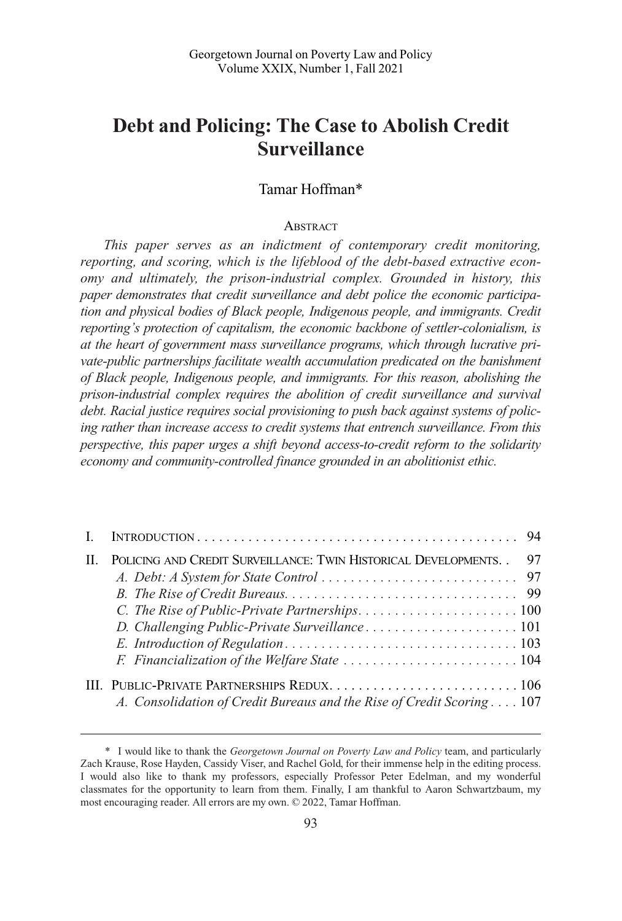# Debt and Policing: The Case to Abolish Credit Surveillance

Tamar Hoffman*

### Abstract

*This paper serves as an indictment of contemporary credit monitoring, reporting, and scoring, which is the lifeblood of the debt-based extractive economy and ultimately, the prison-industrial complex. Grounded in history, this paper demonstrates that credit surveillance and debt police the economic participation and physical bodies of Black people, Indigenous people, and immigrants. Credit reporting's protection of capitalism, the economic backbone of settler-colonialism, is at the heart of government mass surveillance programs, which through lucrative private-public partnerships facilitate wealth accumulation predicated on the banishment of Black people, Indigenous people, and immigrants. For this reason, abolishing the prison-industrial complex requires the abolition of credit surveillance and survival debt. Racial justice requires social provisioning to push back against systems of policing rather than increase access to credit systems that entrench surveillance. From this perspective, this paper urges a shift beyond access-to-credit reform to the solidarity economy and community-controlled finance grounded in an abolitionist ethic.*

| | | |
|---|---|---|
| I. | Introduction | 94 |
| II. | Policing and Credit Surveillance: Twin Historical Developments | 97 |
| | *A. Debt: A System for State Control* | 97 |
| | *B. The Rise of Credit Bureaus.* | 99 |
| | *C. The Rise of Public-Private Partnerships* | 100 |
| | *D. Challenging Public-Private Surveillance* | 101 |
| | *E. Introduction of Regulation* | 103 |
| | *F. Financialization of the Welfare State* | 104 |
| III. | Public-Private Partnerships Redux | 106 |
| | *A. Consolidation of Credit Bureaus and the Rise of Credit Scoring* | 107 |

---

\* I would like to thank the *Georgetown Journal on Poverty Law and Policy* team, and particularly Zach Krause, Rose Hayden, Cassidy Viser, and Rachel Gold, for their immense help in the editing process. I would also like to thank my professors, especially Professor Peter Edelman, and my wonderful classmates for the opportunity to learn from them. Finally, I am thankful to Aaron Schwartzbaum, my most encouraging reader. All errors are my own. © 2022, Tamar Hoffman.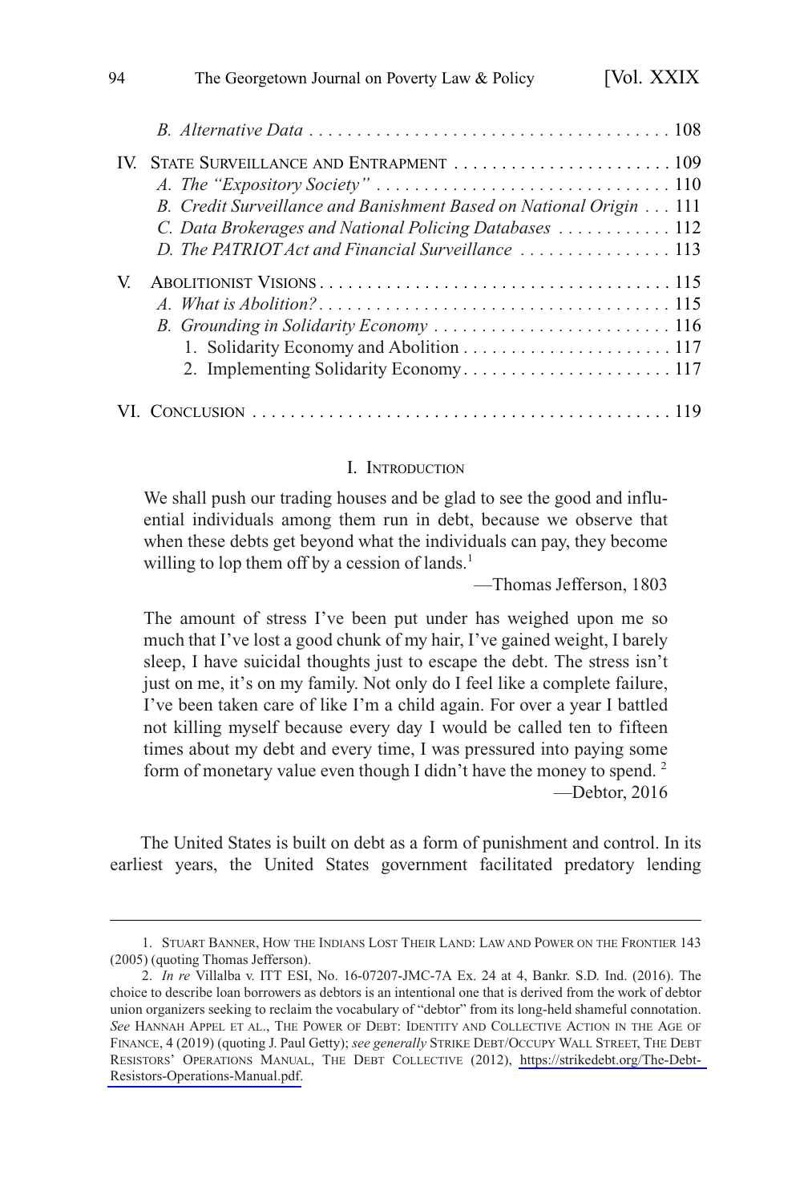B. *Alternative Data* . . . . . . . . . . . . . . . . . . . . . . . . . . . . . . . . . . . . . . 108

IV. STATE SURVEILLANCE AND ENTRAPMENT . . . . . . . . . . . . . . . . . . . . . . 109
- A. *The "Expository Society"* . . . . . . . . . . . . . . . . . . . . . . . . . . . . . . 110
- B. *Credit Surveillance and Banishment Based on National Origin* . . . 111
- C. *Data Brokerages and National Policing Databases* . . . . . . . . . . . . 112
- D. *The PATRIOT Act and Financial Surveillance* . . . . . . . . . . . . . . . . 113

V. ABOLITIONIST VISIONS . . . . . . . . . . . . . . . . . . . . . . . . . . . . . . . . . . . . 115
- A. *What is Abolition?* . . . . . . . . . . . . . . . . . . . . . . . . . . . . . . . . . . . . 115
- B. *Grounding in Solidarity Economy* . . . . . . . . . . . . . . . . . . . . . . . . . 116
  1. Solidarity Economy and Abolition . . . . . . . . . . . . . . . . . . . . . . 117
  2. Implementing Solidarity Economy . . . . . . . . . . . . . . . . . . . . . . 117

VI. CONCLUSION . . . . . . . . . . . . . . . . . . . . . . . . . . . . . . . . . . . . . . . . . . . 119

## I. INTRODUCTION

> We shall push our trading houses and be glad to see the good and influential individuals among them run in debt, because we observe that when these debts get beyond what the individuals can pay, they become willing to lop them off by a cession of lands.[1]
>
> —Thomas Jefferson, 1803

> The amount of stress I've been put under has weighed upon me so much that I've lost a good chunk of my hair, I've gained weight, I barely sleep, I have suicidal thoughts just to escape the debt. The stress isn't just on me, it's on my family. Not only do I feel like a complete failure, I've been taken care of like I'm a child again. For over a year I battled not killing myself because every day I would be called ten to fifteen times about my debt and every time, I was pressured into paying some form of monetary value even though I didn't have the money to spend.[2]
>
> —Debtor, 2016

The United States is built on debt as a form of punishment and control. In its earliest years, the United States government facilitated predatory lending

---

1. STUART BANNER, HOW THE INDIANS LOST THEIR LAND: LAW AND POWER ON THE FRONTIER 143 (2005) (quoting Thomas Jefferson).

2. *In re* Villalba v. ITT ESI, No. 16-07207-JMC-7A Ex. 24 at 4, Bankr. S.D. Ind. (2016). The choice to describe loan borrowers as debtors is an intentional one that is derived from the work of debtor union organizers seeking to reclaim the vocabulary of "debtor" from its long-held shameful connotation. *See* HANNAH APPEL ET AL., THE POWER OF DEBT: IDENTITY AND COLLECTIVE ACTION IN THE AGE OF FINANCE, 4 (2019) (quoting J. Paul Getty); *see generally* STRIKE DEBT/OCCUPY WALL STREET, THE DEBT RESISTORS' OPERATIONS MANUAL, THE DEBT COLLECTIVE (2012), https://strikedebt.org/The-Debt-Resistors-Operations-Manual.pdf.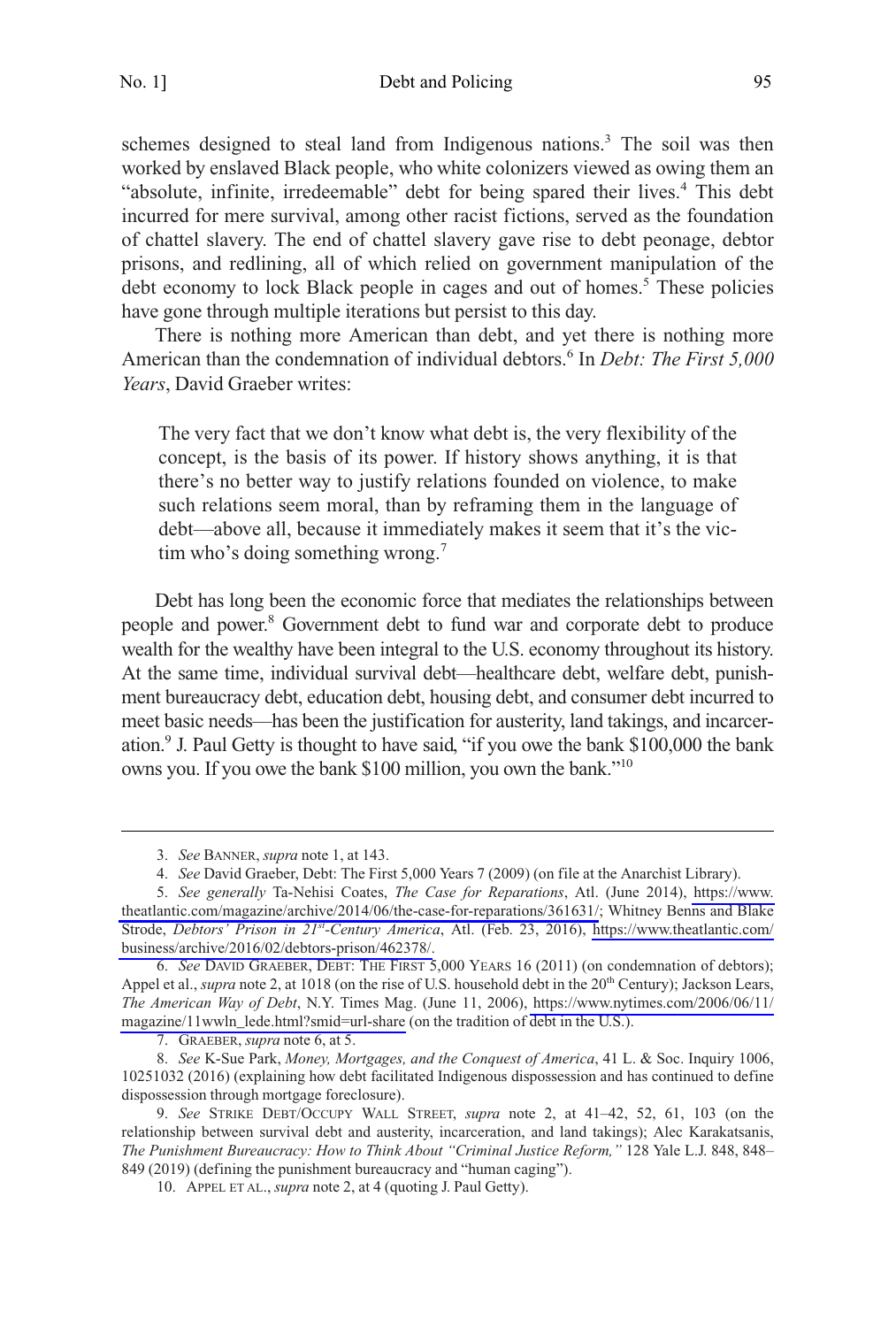schemes designed to steal land from Indigenous nations.[3] The soil was then worked by enslaved Black people, who white colonizers viewed as owing them an "absolute, infinite, irredeemable" debt for being spared their lives.[4] This debt incurred for mere survival, among other racist fictions, served as the foundation of chattel slavery. The end of chattel slavery gave rise to debt peonage, debtor prisons, and redlining, all of which relied on government manipulation of the debt economy to lock Black people in cages and out of homes.[5] These policies have gone through multiple iterations but persist to this day.

There is nothing more American than debt, and yet there is nothing more American than the condemnation of individual debtors.[6] In *Debt: The First 5,000 Years*, David Graeber writes:

> The very fact that we don't know what debt is, the very flexibility of the concept, is the basis of its power. If history shows anything, it is that there's no better way to justify relations founded on violence, to make such relations seem moral, than by reframing them in the language of debt—above all, because it immediately makes it seem that it's the victim who's doing something wrong.[7]

Debt has long been the economic force that mediates the relationships between people and power.[8] Government debt to fund war and corporate debt to produce wealth for the wealthy have been integral to the U.S. economy throughout its history. At the same time, individual survival debt—healthcare debt, welfare debt, punishment bureaucracy debt, education debt, housing debt, and consumer debt incurred to meet basic needs—has been the justification for austerity, land takings, and incarceration.[9] J. Paul Getty is thought to have said, "if you owe the bank $100,000 the bank owns you. If you owe the bank $100 million, you own the bank."[10]

---

3. *See* BANNER, *supra* note 1, at 143.

4. *See* David Graeber, Debt: The First 5,000 Years 7 (2009) (on file at the Anarchist Library).

5. *See generally* Ta-Nehisi Coates, *The Case for Reparations*, Atl. (June 2014), https://www.theatlantic.com/magazine/archive/2014/06/the-case-for-reparations/361631/; Whitney Benns and Blake Strode, *Debtors' Prison in 21st-Century America*, Atl. (Feb. 23, 2016), https://www.theatlantic.com/business/archive/2016/02/debtors-prison/462378/.

6. *See* DAVID GRAEBER, DEBT: THE FIRST 5,000 YEARS 16 (2011) (on condemnation of debtors); Appel et al., *supra* note 2, at 1018 (on the rise of U.S. household debt in the 20th Century); Jackson Lears, *The American Way of Debt*, N.Y. Times Mag. (June 11, 2006), https://www.nytimes.com/2006/06/11/magazine/11wwln_lede.html?smid=url-share (on the tradition of debt in the U.S.).

7. GRAEBER, *supra* note 6, at 5.

8. *See* K-Sue Park, *Money, Mortgages, and the Conquest of America*, 41 L. & Soc. Inquiry 1006, 10251032 (2016) (explaining how debt facilitated Indigenous dispossession and has continued to define dispossession through mortgage foreclosure).

9. *See* STRIKE DEBT/OCCUPY WALL STREET, *supra* note 2, at 41–42, 52, 61, 103 (on the relationship between survival debt and austerity, incarceration, and land takings); Alec Karakatsanis, *The Punishment Bureaucracy: How to Think About "Criminal Justice Reform,"* 128 Yale L.J. 848, 848–849 (2019) (defining the punishment bureaucracy and "human caging").

10. APPEL ET AL., *supra* note 2, at 4 (quoting J. Paul Getty).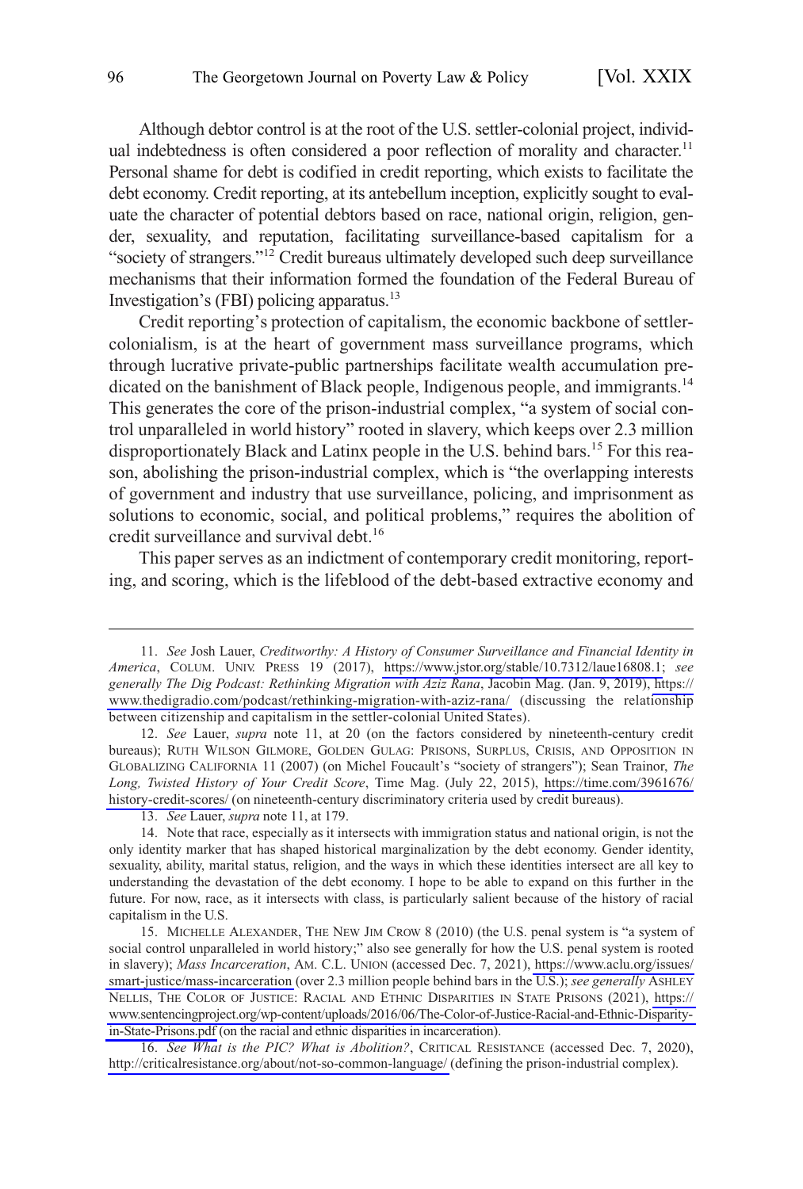Although debtor control is at the root of the U.S. settler-colonial project, individual indebtedness is often considered a poor reflection of morality and character.[11] Personal shame for debt is codified in credit reporting, which exists to facilitate the debt economy. Credit reporting, at its antebellum inception, explicitly sought to evaluate the character of potential debtors based on race, national origin, religion, gender, sexuality, and reputation, facilitating surveillance-based capitalism for a "society of strangers."[12] Credit bureaus ultimately developed such deep surveillance mechanisms that their information formed the foundation of the Federal Bureau of Investigation's (FBI) policing apparatus.[13]

Credit reporting's protection of capitalism, the economic backbone of settler-colonialism, is at the heart of government mass surveillance programs, which through lucrative private-public partnerships facilitate wealth accumulation predicated on the banishment of Black people, Indigenous people, and immigrants.[14] This generates the core of the prison-industrial complex, "a system of social control unparalleled in world history" rooted in slavery, which keeps over 2.3 million disproportionately Black and Latinx people in the U.S. behind bars.[15] For this reason, abolishing the prison-industrial complex, which is "the overlapping interests of government and industry that use surveillance, policing, and imprisonment as solutions to economic, social, and political problems," requires the abolition of credit surveillance and survival debt.[16]

This paper serves as an indictment of contemporary credit monitoring, reporting, and scoring, which is the lifeblood of the debt-based extractive economy and

---

11. *See* Josh Lauer, *Creditworthy: A History of Consumer Surveillance and Financial Identity in America*, COLUM. UNIV. PRESS 19 (2017), https://www.jstor.org/stable/10.7312/laue16808.1; *see generally The Dig Podcast: Rethinking Migration with Aziz Rana*, Jacobin Mag. (Jan. 9, 2019), https://www.thedigradio.com/podcast/rethinking-migration-with-aziz-rana/ (discussing the relationship between citizenship and capitalism in the settler-colonial United States).

12. *See* Lauer, *supra* note 11, at 20 (on the factors considered by nineteenth-century credit bureaus); RUTH WILSON GILMORE, GOLDEN GULAG: PRISONS, SURPLUS, CRISIS, AND OPPOSITION IN GLOBALIZING CALIFORNIA 11 (2007) (on Michel Foucault's "society of strangers"); Sean Trainor, *The Long, Twisted History of Your Credit Score*, Time Mag. (July 22, 2015), https://time.com/3961676/history-credit-scores/ (on nineteenth-century discriminatory criteria used by credit bureaus).

13. *See* Lauer, *supra* note 11, at 179.

14. Note that race, especially as it intersects with immigration status and national origin, is not the only identity marker that has shaped historical marginalization by the debt economy. Gender identity, sexuality, ability, marital status, religion, and the ways in which these identities intersect are all key to understanding the devastation of the debt economy. I hope to be able to expand on this further in the future. For now, race, as it intersects with class, is particularly salient because of the history of racial capitalism in the U.S.

15. MICHELLE ALEXANDER, THE NEW JIM CROW 8 (2010) (the U.S. penal system is "a system of social control unparalleled in world history;" also see generally for how the U.S. penal system is rooted in slavery); *Mass Incarceration*, AM. C.L. UNION (accessed Dec. 7, 2021), https://www.aclu.org/issues/smart-justice/mass-incarceration (over 2.3 million people behind bars in the U.S.); *see generally* ASHLEY NELLIS, THE COLOR OF JUSTICE: RACIAL AND ETHNIC DISPARITIES IN STATE PRISONS (2021), https://www.sentencingproject.org/wp-content/uploads/2016/06/The-Color-of-Justice-Racial-and-Ethnic-Disparity-in-State-Prisons.pdf (on the racial and ethnic disparities in incarceration).

16. *See What is the PIC? What is Abolition?*, CRITICAL RESISTANCE (accessed Dec. 7, 2020), http://criticalresistance.org/about/not-so-common-language/ (defining the prison-industrial complex).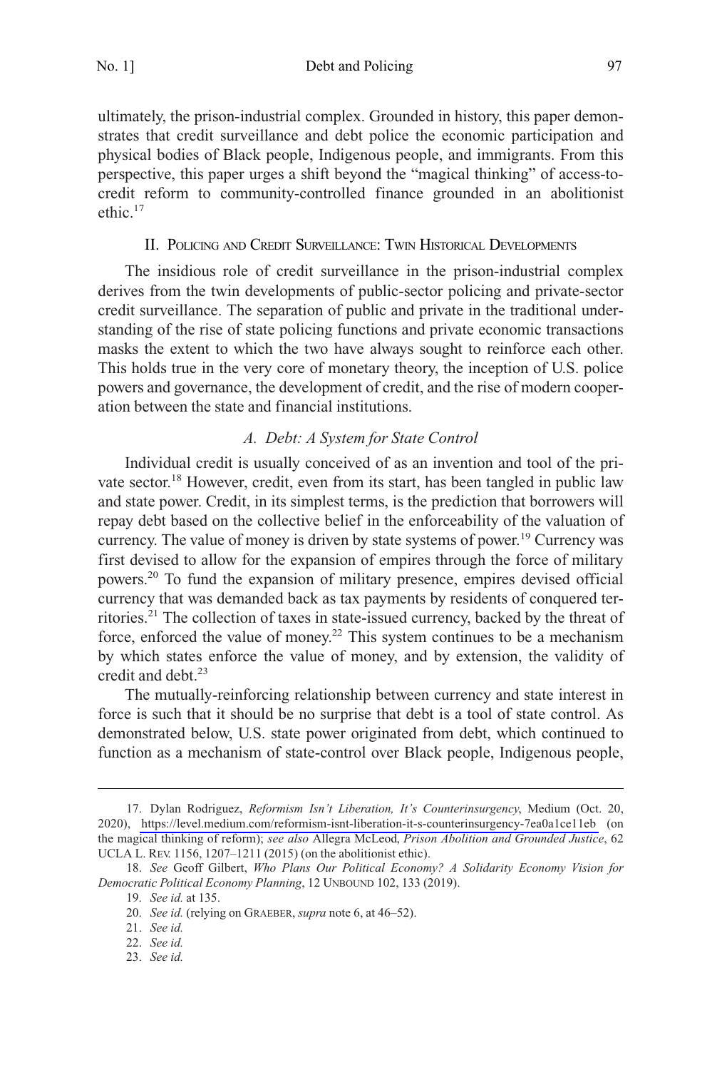ultimately, the prison-industrial complex. Grounded in history, this paper demonstrates that credit surveillance and debt police the economic participation and physical bodies of Black people, Indigenous people, and immigrants. From this perspective, this paper urges a shift beyond the "magical thinking" of access-to-credit reform to community-controlled finance grounded in an abolitionist ethic.[17]

## II. Policing and Credit Surveillance: Twin Historical Developments

The insidious role of credit surveillance in the prison-industrial complex derives from the twin developments of public-sector policing and private-sector credit surveillance. The separation of public and private in the traditional understanding of the rise of state policing functions and private economic transactions masks the extent to which the two have always sought to reinforce each other. This holds true in the very core of monetary theory, the inception of U.S. police powers and governance, the development of credit, and the rise of modern cooperation between the state and financial institutions.

### *A. Debt: A System for State Control*

Individual credit is usually conceived of as an invention and tool of the private sector.[18] However, credit, even from its start, has been tangled in public law and state power. Credit, in its simplest terms, is the prediction that borrowers will repay debt based on the collective belief in the enforceability of the valuation of currency. The value of money is driven by state systems of power.[19] Currency was first devised to allow for the expansion of empires through the force of military powers.[20] To fund the expansion of military presence, empires devised official currency that was demanded back as tax payments by residents of conquered territories.[21] The collection of taxes in state-issued currency, backed by the threat of force, enforced the value of money.[22] This system continues to be a mechanism by which states enforce the value of money, and by extension, the validity of credit and debt.[23]

The mutually-reinforcing relationship between currency and state interest in force is such that it should be no surprise that debt is a tool of state control. As demonstrated below, U.S. state power originated from debt, which continued to function as a mechanism of state-control over Black people, Indigenous people,

---

17. Dylan Rodriguez, *Reformism Isn't Liberation, It's Counterinsurgency*, Medium (Oct. 20, 2020), https://level.medium.com/reformism-isnt-liberation-it-s-counterinsurgency-7ea0a1ce11eb (on the magical thinking of reform); *see also* Allegra McLeod, *Prison Abolition and Grounded Justice*, 62 UCLA L. Rev. 1156, 1207–1211 (2015) (on the abolitionist ethic).

18. *See* Geoff Gilbert, *Who Plans Our Political Economy? A Solidarity Economy Vision for Democratic Political Economy Planning*, 12 Unbound 102, 133 (2019).

19. *See id.* at 135.

20. *See id.* (relying on Graeber, *supra* note 6, at 46–52).

21. *See id.*

22. *See id.*

23. *See id.*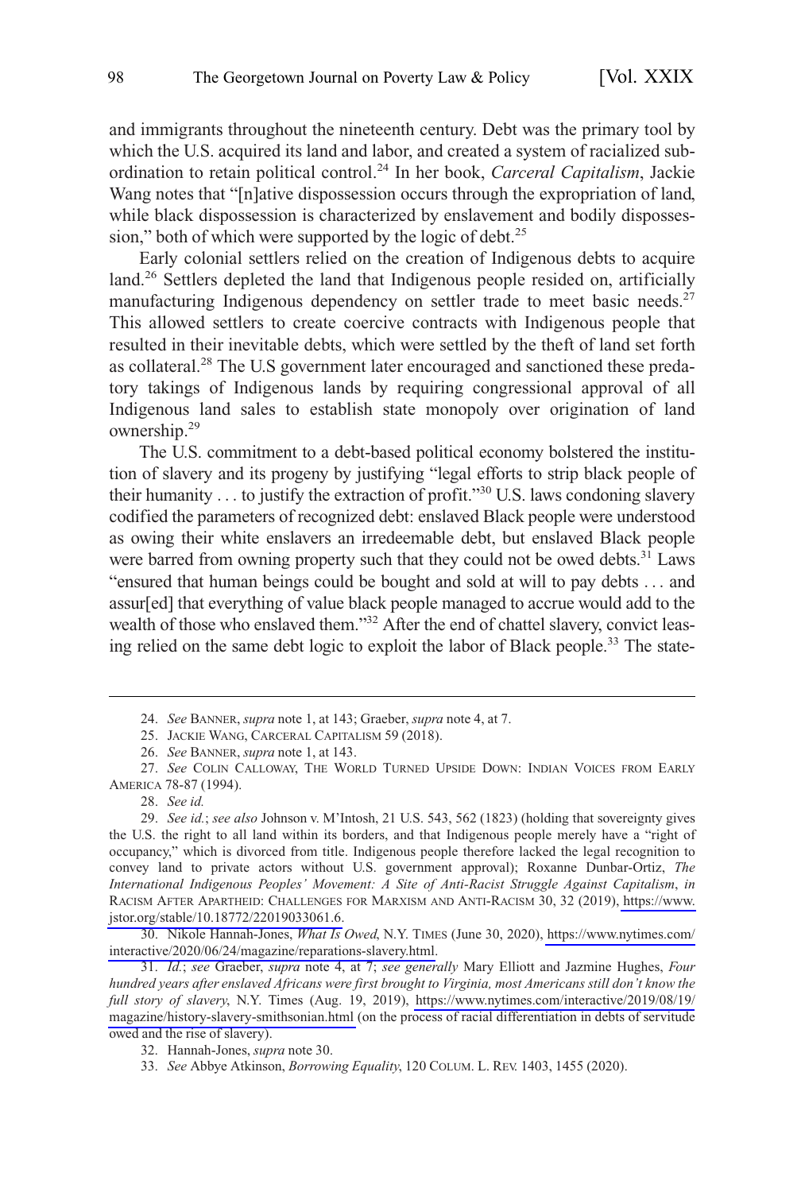and immigrants throughout the nineteenth century. Debt was the primary tool by which the U.S. acquired its land and labor, and created a system of racialized subordination to retain political control.[24] In her book, *Carceral Capitalism*, Jackie Wang notes that "[n]ative dispossession occurs through the expropriation of land, while black dispossession is characterized by enslavement and bodily dispossession," both of which were supported by the logic of debt.[25]

Early colonial settlers relied on the creation of Indigenous debts to acquire land.[26] Settlers depleted the land that Indigenous people resided on, artificially manufacturing Indigenous dependency on settler trade to meet basic needs.[27] This allowed settlers to create coercive contracts with Indigenous people that resulted in their inevitable debts, which were settled by the theft of land set forth as collateral.[28] The U.S government later encouraged and sanctioned these predatory takings of Indigenous lands by requiring congressional approval of all Indigenous land sales to establish state monopoly over origination of land ownership.[29]

The U.S. commitment to a debt-based political economy bolstered the institution of slavery and its progeny by justifying "legal efforts to strip black people of their humanity . . . to justify the extraction of profit."[30] U.S. laws condoning slavery codified the parameters of recognized debt: enslaved Black people were understood as owing their white enslavers an irredeemable debt, but enslaved Black people were barred from owning property such that they could not be owed debts.[31] Laws "ensured that human beings could be bought and sold at will to pay debts . . . and assur[ed] that everything of value black people managed to accrue would add to the wealth of those who enslaved them."[32] After the end of chattel slavery, convict leasing relied on the same debt logic to exploit the labor of Black people.[33] The state-

---

24. *See* BANNER, *supra* note 1, at 143; Graeber, *supra* note 4, at 7.

25. JACKIE WANG, CARCERAL CAPITALISM 59 (2018).

26. *See* BANNER, *supra* note 1, at 143.

27. *See* COLIN CALLOWAY, THE WORLD TURNED UPSIDE DOWN: INDIAN VOICES FROM EARLY AMERICA 78-87 (1994).

28. *See id.*

29. *See id.*; *see also* Johnson v. M'Intosh, 21 U.S. 543, 562 (1823) (holding that sovereignty gives the U.S. the right to all land within its borders, and that Indigenous people merely have a "right of occupancy," which is divorced from title. Indigenous people therefore lacked the legal recognition to convey land to private actors without U.S. government approval); Roxanne Dunbar-Ortiz, *The International Indigenous Peoples' Movement: A Site of Anti-Racist Struggle Against Capitalism*, *in* RACISM AFTER APARTHEID: CHALLENGES FOR MARXISM AND ANTI-RACISM 30, 32 (2019), https://www.jstor.org/stable/10.18772/22019033061.6.

30. Nikole Hannah-Jones, *What Is Owed*, N.Y. TIMES (June 30, 2020), https://www.nytimes.com/interactive/2020/06/24/magazine/reparations-slavery.html.

31. *Id.*; *see* Graeber, *supra* note 4, at 7; *see generally* Mary Elliott and Jazmine Hughes, *Four hundred years after enslaved Africans were first brought to Virginia, most Americans still don't know the full story of slavery*, N.Y. Times (Aug. 19, 2019), https://www.nytimes.com/interactive/2019/08/19/magazine/history-slavery-smithsonian.html (on the process of racial differentiation in debts of servitude owed and the rise of slavery).

32. Hannah-Jones, *supra* note 30.

33. *See* Abbye Atkinson, *Borrowing Equality*, 120 COLUM. L. REV. 1403, 1455 (2020).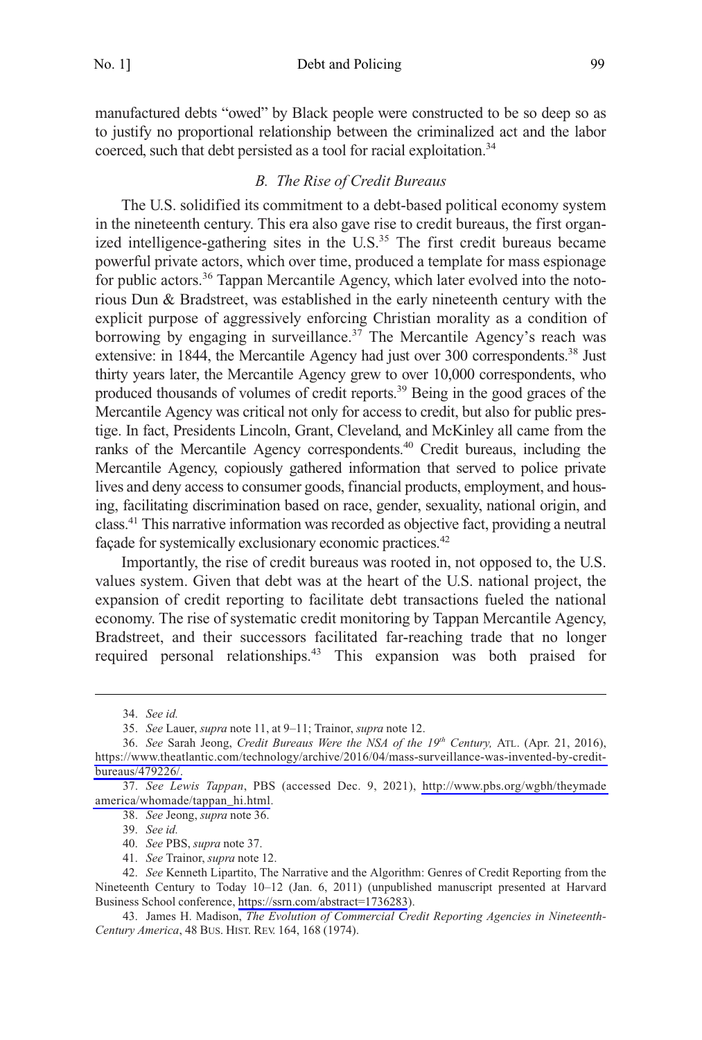manufactured debts "owed" by Black people were constructed to be so deep so as to justify no proportional relationship between the criminalized act and the labor coerced, such that debt persisted as a tool for racial exploitation.[34]

### *B. The Rise of Credit Bureaus*

The U.S. solidified its commitment to a debt-based political economy system in the nineteenth century. This era also gave rise to credit bureaus, the first organized intelligence-gathering sites in the U.S.[35] The first credit bureaus became powerful private actors, which over time, produced a template for mass espionage for public actors.[36] Tappan Mercantile Agency, which later evolved into the notorious Dun & Bradstreet, was established in the early nineteenth century with the explicit purpose of aggressively enforcing Christian morality as a condition of borrowing by engaging in surveillance.[37] The Mercantile Agency's reach was extensive: in 1844, the Mercantile Agency had just over 300 correspondents.[38] Just thirty years later, the Mercantile Agency grew to over 10,000 correspondents, who produced thousands of volumes of credit reports.[39] Being in the good graces of the Mercantile Agency was critical not only for access to credit, but also for public prestige. In fact, Presidents Lincoln, Grant, Cleveland, and McKinley all came from the ranks of the Mercantile Agency correspondents.[40] Credit bureaus, including the Mercantile Agency, copiously gathered information that served to police private lives and deny access to consumer goods, financial products, employment, and housing, facilitating discrimination based on race, gender, sexuality, national origin, and class.[41] This narrative information was recorded as objective fact, providing a neutral façade for systemically exclusionary economic practices.[42]

Importantly, the rise of credit bureaus was rooted in, not opposed to, the U.S. values system. Given that debt was at the heart of the U.S. national project, the expansion of credit reporting to facilitate debt transactions fueled the national economy. The rise of systematic credit monitoring by Tappan Mercantile Agency, Bradstreet, and their successors facilitated far-reaching trade that no longer required personal relationships.[43] This expansion was both praised for

---

34. *See id.*

35. *See* Lauer, *supra* note 11, at 9–11; Trainor, *supra* note 12.

36. *See* Sarah Jeong, *Credit Bureaus Were the NSA of the 19th Century,* ATL. (Apr. 21, 2016), https://www.theatlantic.com/technology/archive/2016/04/mass-surveillance-was-invented-by-credit-bureaus/479226/.

37. *See Lewis Tappan*, PBS (accessed Dec. 9, 2021), http://www.pbs.org/wgbh/theymadeamerica/whomade/tappan_hi.html.

38. *See* Jeong, *supra* note 36.

39. *See id.*

40. *See* PBS, *supra* note 37.

41. *See* Trainor, *supra* note 12.

42. *See* Kenneth Lipartito, The Narrative and the Algorithm: Genres of Credit Reporting from the Nineteenth Century to Today 10–12 (Jan. 6, 2011) (unpublished manuscript presented at Harvard Business School conference, https://ssrn.com/abstract=1736283).

43. James H. Madison, *The Evolution of Commercial Credit Reporting Agencies in Nineteenth-Century America*, 48 BUS. HIST. REV. 164, 168 (1974).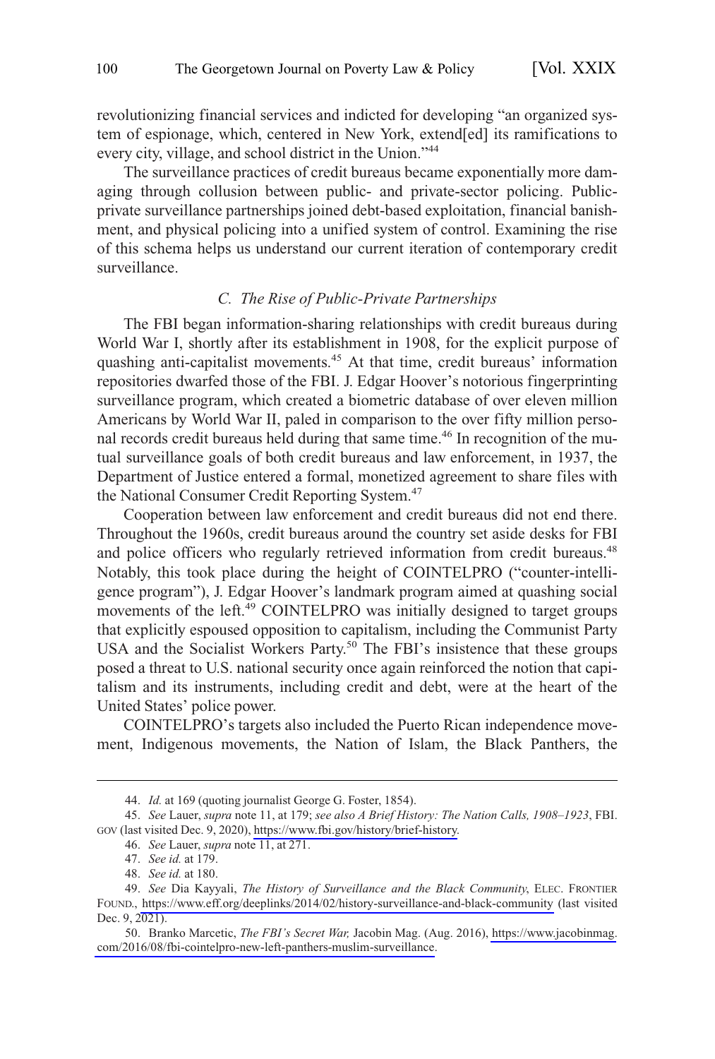revolutionizing financial services and indicted for developing "an organized system of espionage, which, centered in New York, extend[ed] its ramifications to every city, village, and school district in the Union."[44]

The surveillance practices of credit bureaus became exponentially more damaging through collusion between public- and private-sector policing. Public-private surveillance partnerships joined debt-based exploitation, financial banishment, and physical policing into a unified system of control. Examining the rise of this schema helps us understand our current iteration of contemporary credit surveillance.

### *C. The Rise of Public-Private Partnerships*

The FBI began information-sharing relationships with credit bureaus during World War I, shortly after its establishment in 1908, for the explicit purpose of quashing anti-capitalist movements.[45] At that time, credit bureaus' information repositories dwarfed those of the FBI. J. Edgar Hoover's notorious fingerprinting surveillance program, which created a biometric database of over eleven million Americans by World War II, paled in comparison to the over fifty million personal records credit bureaus held during that same time.[46] In recognition of the mutual surveillance goals of both credit bureaus and law enforcement, in 1937, the Department of Justice entered a formal, monetized agreement to share files with the National Consumer Credit Reporting System.[47]

Cooperation between law enforcement and credit bureaus did not end there. Throughout the 1960s, credit bureaus around the country set aside desks for FBI and police officers who regularly retrieved information from credit bureaus.[48] Notably, this took place during the height of COINTELPRO ("counter-intelligence program"), J. Edgar Hoover's landmark program aimed at quashing social movements of the left.[49] COINTELPRO was initially designed to target groups that explicitly espoused opposition to capitalism, including the Communist Party USA and the Socialist Workers Party.[50] The FBI's insistence that these groups posed a threat to U.S. national security once again reinforced the notion that capitalism and its instruments, including credit and debt, were at the heart of the United States' police power.

COINTELPRO's targets also included the Puerto Rican independence movement, Indigenous movements, the Nation of Islam, the Black Panthers, the

---

44. *Id.* at 169 (quoting journalist George G. Foster, 1854).

45. *See* Lauer, *supra* note 11, at 179; *see also A Brief History: The Nation Calls, 1908–1923*, FBI.GOV (last visited Dec. 9, 2020), https://www.fbi.gov/history/brief-history.

46. *See* Lauer, *supra* note 11, at 271.

47. *See id.* at 179.

48. *See id.* at 180.

49. *See* Dia Kayyali, *The History of Surveillance and the Black Community*, ELEC. FRONTIER FOUND., https://www.eff.org/deeplinks/2014/02/history-surveillance-and-black-community (last visited Dec. 9, 2021).

50. Branko Marcetic, *The FBI's Secret War,* Jacobin Mag. (Aug. 2016), https://www.jacobinmag.com/2016/08/fbi-cointelpro-new-left-panthers-muslim-surveillance.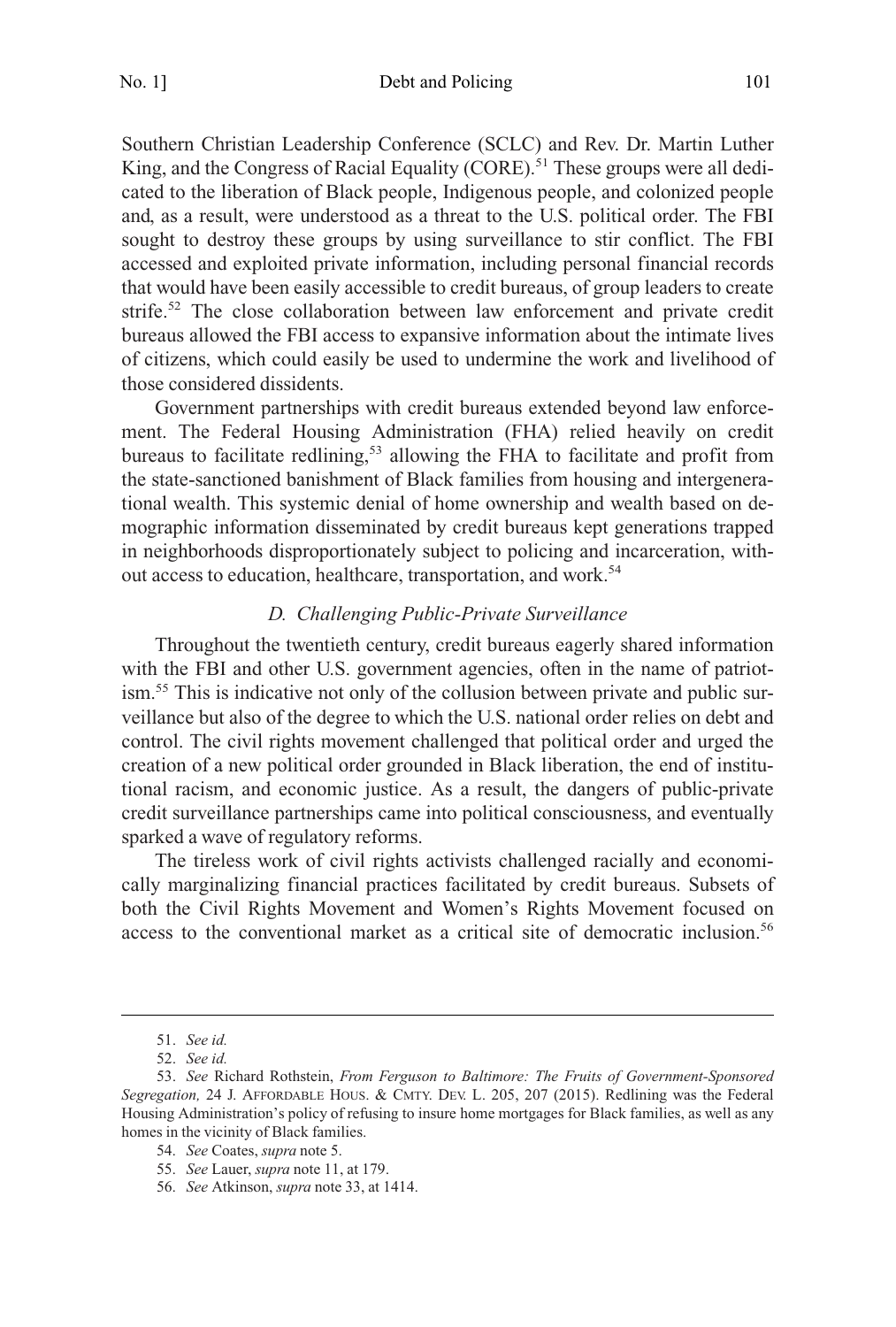Southern Christian Leadership Conference (SCLC) and Rev. Dr. Martin Luther King, and the Congress of Racial Equality (CORE).[51] These groups were all dedicated to the liberation of Black people, Indigenous people, and colonized people and, as a result, were understood as a threat to the U.S. political order. The FBI sought to destroy these groups by using surveillance to stir conflict. The FBI accessed and exploited private information, including personal financial records that would have been easily accessible to credit bureaus, of group leaders to create strife.[52] The close collaboration between law enforcement and private credit bureaus allowed the FBI access to expansive information about the intimate lives of citizens, which could easily be used to undermine the work and livelihood of those considered dissidents.

Government partnerships with credit bureaus extended beyond law enforcement. The Federal Housing Administration (FHA) relied heavily on credit bureaus to facilitate redlining,[53] allowing the FHA to facilitate and profit from the state-sanctioned banishment of Black families from housing and intergenerational wealth. This systemic denial of home ownership and wealth based on demographic information disseminated by credit bureaus kept generations trapped in neighborhoods disproportionately subject to policing and incarceration, without access to education, healthcare, transportation, and work.[54]

### *D. Challenging Public-Private Surveillance*

Throughout the twentieth century, credit bureaus eagerly shared information with the FBI and other U.S. government agencies, often in the name of patriotism.[55] This is indicative not only of the collusion between private and public surveillance but also of the degree to which the U.S. national order relies on debt and control. The civil rights movement challenged that political order and urged the creation of a new political order grounded in Black liberation, the end of institutional racism, and economic justice. As a result, the dangers of public-private credit surveillance partnerships came into political consciousness, and eventually sparked a wave of regulatory reforms.

The tireless work of civil rights activists challenged racially and economically marginalizing financial practices facilitated by credit bureaus. Subsets of both the Civil Rights Movement and Women's Rights Movement focused on access to the conventional market as a critical site of democratic inclusion.[56]

---

51. *See id.*

52. *See id.*

53. *See* Richard Rothstein, *From Ferguson to Baltimore: The Fruits of Government-Sponsored Segregation,* 24 J. AFFORDABLE HOUS. & CMTY. DEV. L. 205, 207 (2015). Redlining was the Federal Housing Administration's policy of refusing to insure home mortgages for Black families, as well as any homes in the vicinity of Black families.

54. *See* Coates, *supra* note 5.

55. *See* Lauer, *supra* note 11, at 179.

56. *See* Atkinson, *supra* note 33, at 1414.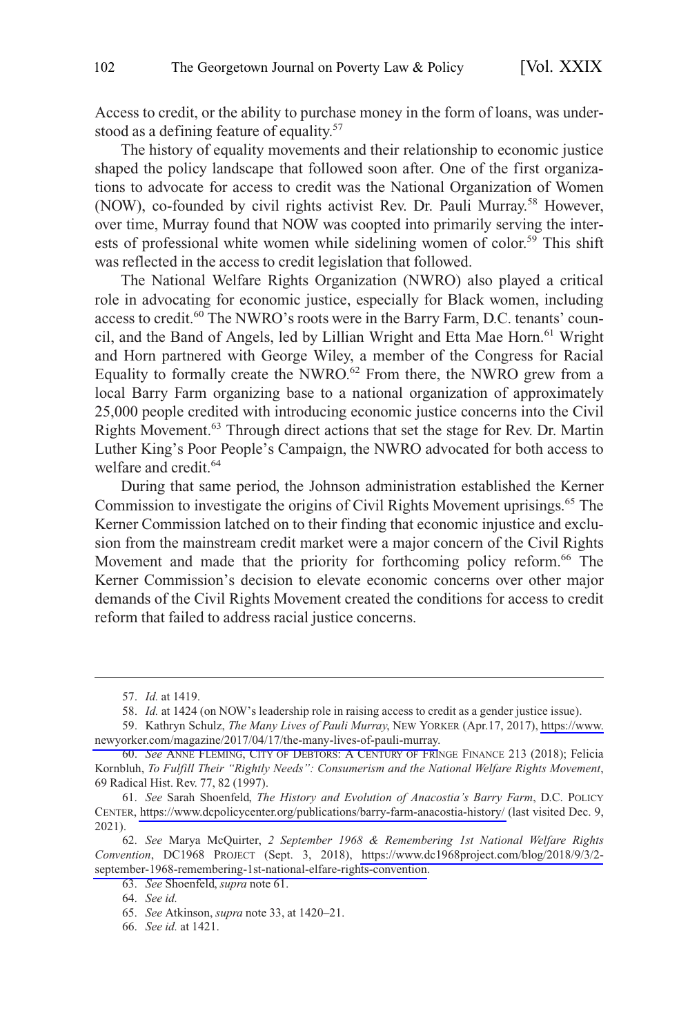Access to credit, or the ability to purchase money in the form of loans, was understood as a defining feature of equality.[57]

The history of equality movements and their relationship to economic justice shaped the policy landscape that followed soon after. One of the first organizations to advocate for access to credit was the National Organization of Women (NOW), co-founded by civil rights activist Rev. Dr. Pauli Murray.[58] However, over time, Murray found that NOW was coopted into primarily serving the interests of professional white women while sidelining women of color.[59] This shift was reflected in the access to credit legislation that followed.

The National Welfare Rights Organization (NWRO) also played a critical role in advocating for economic justice, especially for Black women, including access to credit.[60] The NWRO's roots were in the Barry Farm, D.C. tenants' council, and the Band of Angels, led by Lillian Wright and Etta Mae Horn.[61] Wright and Horn partnered with George Wiley, a member of the Congress for Racial Equality to formally create the NWRO.[62] From there, the NWRO grew from a local Barry Farm organizing base to a national organization of approximately 25,000 people credited with introducing economic justice concerns into the Civil Rights Movement.[63] Through direct actions that set the stage for Rev. Dr. Martin Luther King's Poor People's Campaign, the NWRO advocated for both access to welfare and credit.[64]

During that same period, the Johnson administration established the Kerner Commission to investigate the origins of Civil Rights Movement uprisings.[65] The Kerner Commission latched on to their finding that economic injustice and exclusion from the mainstream credit market were a major concern of the Civil Rights Movement and made that the priority for forthcoming policy reform.[66] The Kerner Commission's decision to elevate economic concerns over other major demands of the Civil Rights Movement created the conditions for access to credit reform that failed to address racial justice concerns.

---

57. *Id.* at 1419.

58. *Id.* at 1424 (on NOW's leadership role in raising access to credit as a gender justice issue).

59. Kathryn Schulz, *The Many Lives of Pauli Murray*, NEW YORKER (Apr.17, 2017), https://www.newyorker.com/magazine/2017/04/17/the-many-lives-of-pauli-murray.

60. *See* ANNE FLEMING, CITY OF DEBTORS: A CENTURY OF FRINGE FINANCE 213 (2018); Felicia Kornbluh, *To Fulfill Their "Rightly Needs": Consumerism and the National Welfare Rights Movement*, 69 Radical Hist. Rev. 77, 82 (1997).

61. *See* Sarah Shoenfeld, *The History and Evolution of Anacostia's Barry Farm*, D.C. POLICY CENTER, https://www.dcpolicycenter.org/publications/barry-farm-anacostia-history/ (last visited Dec. 9, 2021).

62. *See* Marya McQuirter, *2 September 1968 & Remembering 1st National Welfare Rights Convention*, DC1968 PROJECT (Sept. 3, 2018), https://www.dc1968project.com/blog/2018/9/3/2-september-1968-remembering-1st-national-elfare-rights-convention.

63. *See* Shoenfeld, *supra* note 61.

64. *See id.*

65. *See* Atkinson, *supra* note 33, at 1420–21.

66. *See id.* at 1421.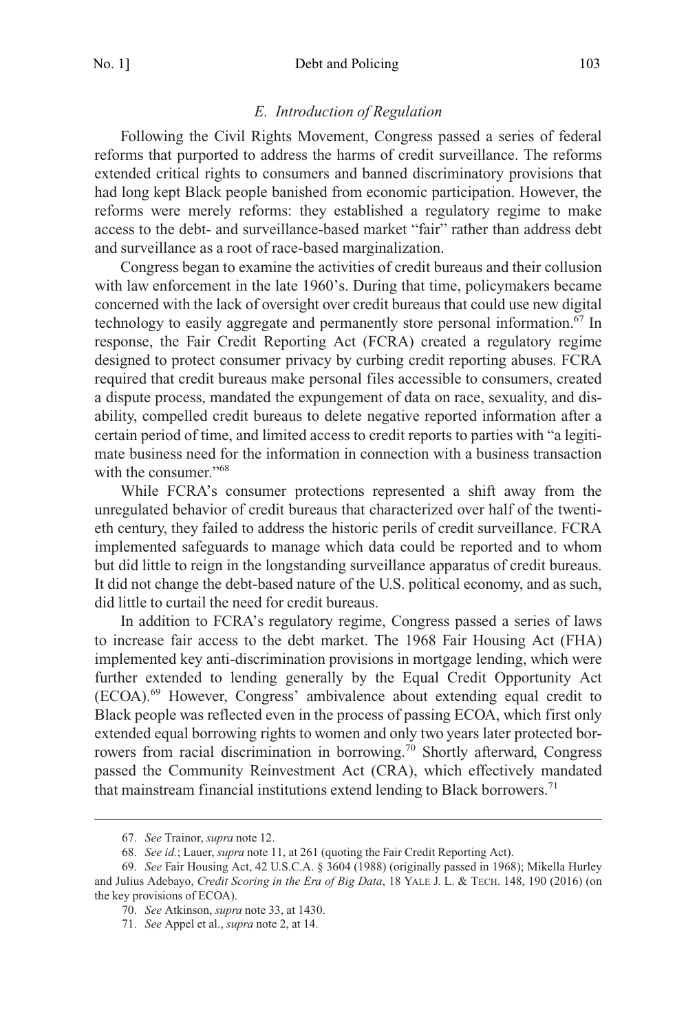### *E. Introduction of Regulation*

Following the Civil Rights Movement, Congress passed a series of federal reforms that purported to address the harms of credit surveillance. The reforms extended critical rights to consumers and banned discriminatory provisions that had long kept Black people banished from economic participation. However, the reforms were merely reforms: they established a regulatory regime to make access to the debt- and surveillance-based market "fair" rather than address debt and surveillance as a root of race-based marginalization.

Congress began to examine the activities of credit bureaus and their collusion with law enforcement in the late 1960's. During that time, policymakers became concerned with the lack of oversight over credit bureaus that could use new digital technology to easily aggregate and permanently store personal information.[67] In response, the Fair Credit Reporting Act (FCRA) created a regulatory regime designed to protect consumer privacy by curbing credit reporting abuses. FCRA required that credit bureaus make personal files accessible to consumers, created a dispute process, mandated the expungement of data on race, sexuality, and disability, compelled credit bureaus to delete negative reported information after a certain period of time, and limited access to credit reports to parties with "a legitimate business need for the information in connection with a business transaction with the consumer."[68]

While FCRA's consumer protections represented a shift away from the unregulated behavior of credit bureaus that characterized over half of the twentieth century, they failed to address the historic perils of credit surveillance. FCRA implemented safeguards to manage which data could be reported and to whom but did little to reign in the longstanding surveillance apparatus of credit bureaus. It did not change the debt-based nature of the U.S. political economy, and as such, did little to curtail the need for credit bureaus.

In addition to FCRA's regulatory regime, Congress passed a series of laws to increase fair access to the debt market. The 1968 Fair Housing Act (FHA) implemented key anti-discrimination provisions in mortgage lending, which were further extended to lending generally by the Equal Credit Opportunity Act (ECOA).[69] However, Congress' ambivalence about extending equal credit to Black people was reflected even in the process of passing ECOA, which first only extended equal borrowing rights to women and only two years later protected borrowers from racial discrimination in borrowing.[70] Shortly afterward, Congress passed the Community Reinvestment Act (CRA), which effectively mandated that mainstream financial institutions extend lending to Black borrowers.[71]

---

67. *See* Trainor, *supra* note 12.

68. *See id.*; Lauer, *supra* note 11, at 261 (quoting the Fair Credit Reporting Act).

69. *See* Fair Housing Act, 42 U.S.C.A. § 3604 (1988) (originally passed in 1968); Mikella Hurley and Julius Adebayo, *Credit Scoring in the Era of Big Data*, 18 YALE J. L. & TECH. 148, 190 (2016) (on the key provisions of ECOA).

70. *See* Atkinson, *supra* note 33, at 1430.

71. *See* Appel et al., *supra* note 2, at 14.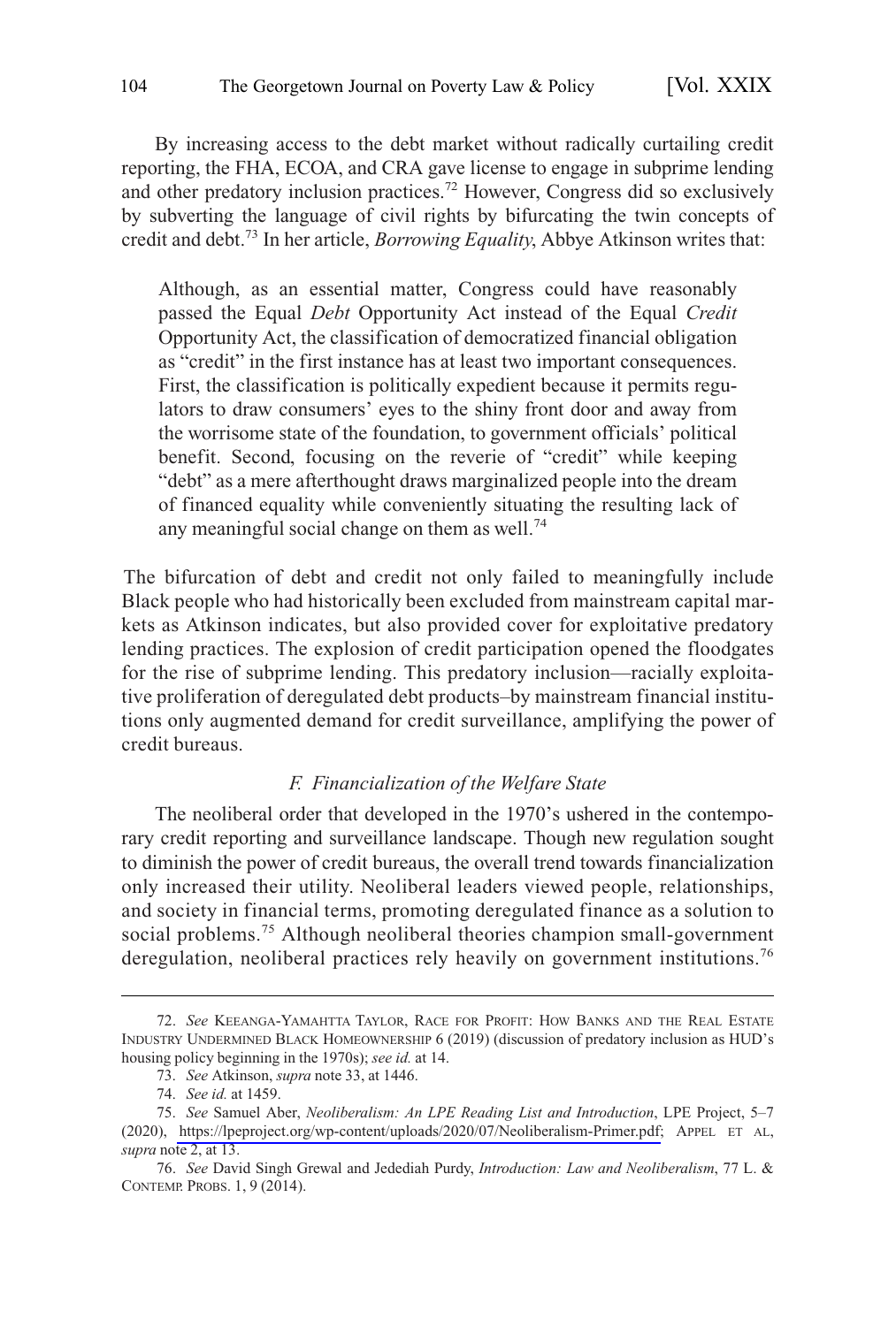By increasing access to the debt market without radically curtailing credit reporting, the FHA, ECOA, and CRA gave license to engage in subprime lending and other predatory inclusion practices.[72] However, Congress did so exclusively by subverting the language of civil rights by bifurcating the twin concepts of credit and debt.[73] In her article, *Borrowing Equality*, Abbye Atkinson writes that:

> Although, as an essential matter, Congress could have reasonably passed the Equal *Debt* Opportunity Act instead of the Equal *Credit* Opportunity Act, the classification of democratized financial obligation as "credit" in the first instance has at least two important consequences. First, the classification is politically expedient because it permits regulators to draw consumers' eyes to the shiny front door and away from the worrisome state of the foundation, to government officials' political benefit. Second, focusing on the reverie of "credit" while keeping "debt" as a mere afterthought draws marginalized people into the dream of financed equality while conveniently situating the resulting lack of any meaningful social change on them as well.[74]

The bifurcation of debt and credit not only failed to meaningfully include Black people who had historically been excluded from mainstream capital markets as Atkinson indicates, but also provided cover for exploitative predatory lending practices. The explosion of credit participation opened the floodgates for the rise of subprime lending. This predatory inclusion—racially exploitative proliferation of deregulated debt products–by mainstream financial institutions only augmented demand for credit surveillance, amplifying the power of credit bureaus.

### *F. Financialization of the Welfare State*

The neoliberal order that developed in the 1970's ushered in the contemporary credit reporting and surveillance landscape. Though new regulation sought to diminish the power of credit bureaus, the overall trend towards financialization only increased their utility. Neoliberal leaders viewed people, relationships, and society in financial terms, promoting deregulated finance as a solution to social problems.[75] Although neoliberal theories champion small-government deregulation, neoliberal practices rely heavily on government institutions.[76]

---

72. *See* KEEANGA-YAMAHTTA TAYLOR, RACE FOR PROFIT: HOW BANKS AND THE REAL ESTATE INDUSTRY UNDERMINED BLACK HOMEOWNERSHIP 6 (2019) (discussion of predatory inclusion as HUD's housing policy beginning in the 1970s); *see id.* at 14.

73. *See* Atkinson, *supra* note 33, at 1446.

74. *See id.* at 1459.

75. *See* Samuel Aber, *Neoliberalism: An LPE Reading List and Introduction*, LPE Project, 5–7 (2020), https://lpeproject.org/wp-content/uploads/2020/07/Neoliberalism-Primer.pdf; APPEL ET AL, *supra* note 2, at 13.

76. *See* David Singh Grewal and Jedediah Purdy, *Introduction: Law and Neoliberalism*, 77 L. & CONTEMP. PROBS. 1, 9 (2014).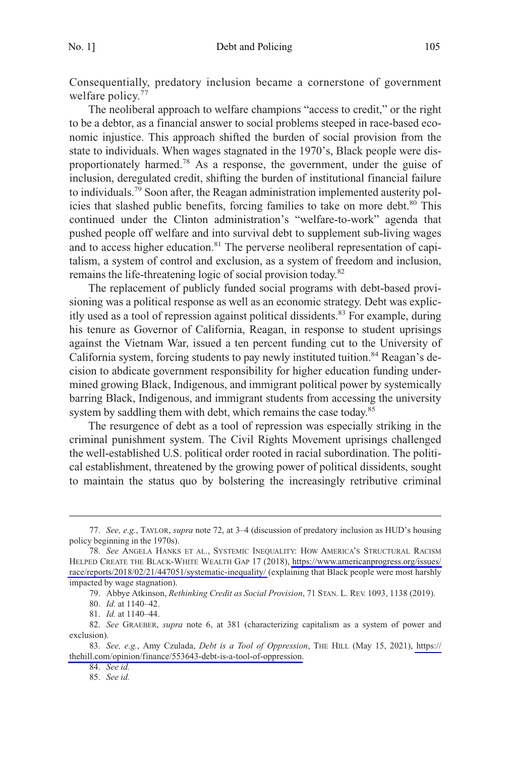Consequentially, predatory inclusion became a cornerstone of government welfare policy.[77]

The neoliberal approach to welfare champions "access to credit," or the right to be a debtor, as a financial answer to social problems steeped in race-based economic injustice. This approach shifted the burden of social provision from the state to individuals. When wages stagnated in the 1970's, Black people were disproportionately harmed.[78] As a response, the government, under the guise of inclusion, deregulated credit, shifting the burden of institutional financial failure to individuals.[79] Soon after, the Reagan administration implemented austerity policies that slashed public benefits, forcing families to take on more debt.[80] This continued under the Clinton administration's "welfare-to-work" agenda that pushed people off welfare and into survival debt to supplement sub-living wages and to access higher education.[81] The perverse neoliberal representation of capitalism, a system of control and exclusion, as a system of freedom and inclusion, remains the life-threatening logic of social provision today.[82]

The replacement of publicly funded social programs with debt-based provisioning was a political response as well as an economic strategy. Debt was explicitly used as a tool of repression against political dissidents.[83] For example, during his tenure as Governor of California, Reagan, in response to student uprisings against the Vietnam War, issued a ten percent funding cut to the University of California system, forcing students to pay newly instituted tuition.[84] Reagan's decision to abdicate government responsibility for higher education funding undermined growing Black, Indigenous, and immigrant political power by systemically barring Black, Indigenous, and immigrant students from accessing the university system by saddling them with debt, which remains the case today.[85]

The resurgence of debt as a tool of repression was especially striking in the criminal punishment system. The Civil Rights Movement uprisings challenged the well-established U.S. political order rooted in racial subordination. The political establishment, threatened by the growing power of political dissidents, sought to maintain the status quo by bolstering the increasingly retributive criminal

---

77. *See, e.g.*, TAYLOR, *supra* note 72, at 3–4 (discussion of predatory inclusion as HUD's housing policy beginning in the 1970s).

78. *See* ANGELA HANKS ET AL., SYSTEMIC INEQUALITY: HOW AMERICA'S STRUCTURAL RACISM HELPED CREATE THE BLACK-WHITE WEALTH GAP 17 (2018), https://www.americanprogress.org/issues/race/reports/2018/02/21/447051/systematic-inequality/ (explaining that Black people were most harshly impacted by wage stagnation).

79. Abbye Atkinson, *Rethinking Credit as Social Provision*, 71 STAN. L. REV. 1093, 1138 (2019).

80. *Id.* at 1140–42.

81. *Id.* at 1140–44.

82. *See* GRAEBER, *supra* note 6, at 381 (characterizing capitalism as a system of power and exclusion).

83. *See, e.g.*, Amy Czulada, *Debt is a Tool of Oppression*, THE HILL (May 15, 2021), https://thehill.com/opinion/finance/553643-debt-is-a-tool-of-oppression.

84. *See id.*

85. *See id.*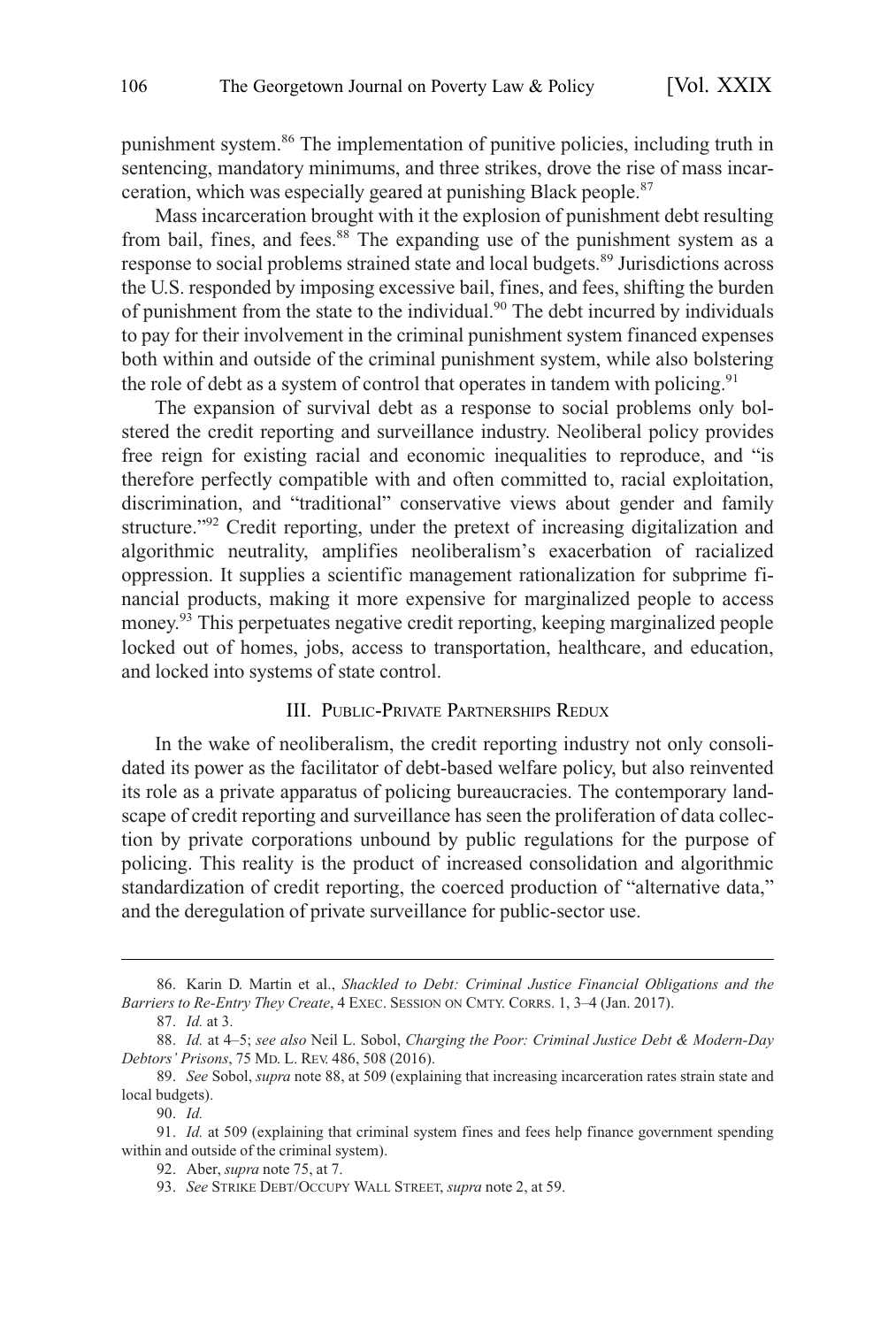punishment system.[86] The implementation of punitive policies, including truth in sentencing, mandatory minimums, and three strikes, drove the rise of mass incarceration, which was especially geared at punishing Black people.[87]

Mass incarceration brought with it the explosion of punishment debt resulting from bail, fines, and fees.[88] The expanding use of the punishment system as a response to social problems strained state and local budgets.[89] Jurisdictions across the U.S. responded by imposing excessive bail, fines, and fees, shifting the burden of punishment from the state to the individual.[90] The debt incurred by individuals to pay for their involvement in the criminal punishment system financed expenses both within and outside of the criminal punishment system, while also bolstering the role of debt as a system of control that operates in tandem with policing.[91]

The expansion of survival debt as a response to social problems only bolstered the credit reporting and surveillance industry. Neoliberal policy provides free reign for existing racial and economic inequalities to reproduce, and "is therefore perfectly compatible with and often committed to, racial exploitation, discrimination, and "traditional" conservative views about gender and family structure."[92] Credit reporting, under the pretext of increasing digitalization and algorithmic neutrality, amplifies neoliberalism's exacerbation of racialized oppression. It supplies a scientific management rationalization for subprime financial products, making it more expensive for marginalized people to access money.[93] This perpetuates negative credit reporting, keeping marginalized people locked out of homes, jobs, access to transportation, healthcare, and education, and locked into systems of state control.

## III. Public-Private Partnerships Redux

In the wake of neoliberalism, the credit reporting industry not only consolidated its power as the facilitator of debt-based welfare policy, but also reinvented its role as a private apparatus of policing bureaucracies. The contemporary landscape of credit reporting and surveillance has seen the proliferation of data collection by private corporations unbound by public regulations for the purpose of policing. This reality is the product of increased consolidation and algorithmic standardization of credit reporting, the coerced production of "alternative data," and the deregulation of private surveillance for public-sector use.

---

86. Karin D. Martin et al., *Shackled to Debt: Criminal Justice Financial Obligations and the Barriers to Re-Entry They Create*, 4 Exec. Session on Cmty. Corrs. 1, 3–4 (Jan. 2017).

87. *Id.* at 3.

88. *Id.* at 4–5; *see also* Neil L. Sobol, *Charging the Poor: Criminal Justice Debt & Modern-Day Debtors' Prisons*, 75 Md. L. Rev. 486, 508 (2016).

89. *See* Sobol, *supra* note 88, at 509 (explaining that increasing incarceration rates strain state and local budgets).

90. *Id.*

91. *Id.* at 509 (explaining that criminal system fines and fees help finance government spending within and outside of the criminal system).

92. Aber, *supra* note 75, at 7.

93. *See* Strike Debt/Occupy Wall Street, *supra* note 2, at 59.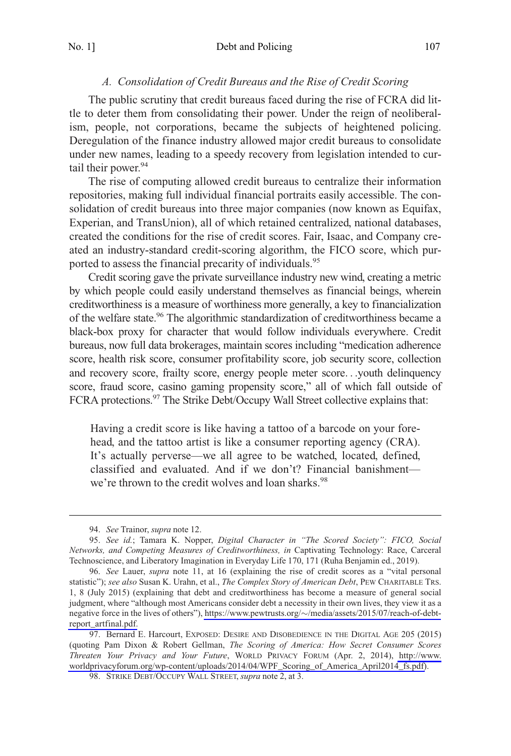### *A. Consolidation of Credit Bureaus and the Rise of Credit Scoring*

The public scrutiny that credit bureaus faced during the rise of FCRA did little to deter them from consolidating their power. Under the reign of neoliberalism, people, not corporations, became the subjects of heightened policing. Deregulation of the finance industry allowed major credit bureaus to consolidate under new names, leading to a speedy recovery from legislation intended to curtail their power.[94]

The rise of computing allowed credit bureaus to centralize their information repositories, making full individual financial portraits easily accessible. The consolidation of credit bureaus into three major companies (now known as Equifax, Experian, and TransUnion), all of which retained centralized, national databases, created the conditions for the rise of credit scores. Fair, Isaac, and Company created an industry-standard credit-scoring algorithm, the FICO score, which purported to assess the financial precarity of individuals.[95]

Credit scoring gave the private surveillance industry new wind, creating a metric by which people could easily understand themselves as financial beings, wherein creditworthiness is a measure of worthiness more generally, a key to financialization of the welfare state.[96] The algorithmic standardization of creditworthiness became a black-box proxy for character that would follow individuals everywhere. Credit bureaus, now full data brokerages, maintain scores including "medication adherence score, health risk score, consumer profitability score, job security score, collection and recovery score, frailty score, energy people meter score. . .youth delinquency score, fraud score, casino gaming propensity score," all of which fall outside of FCRA protections.[97] The Strike Debt/Occupy Wall Street collective explains that:

> Having a credit score is like having a tattoo of a barcode on your forehead, and the tattoo artist is like a consumer reporting agency (CRA). It's actually perverse—we all agree to be watched, located, defined, classified and evaluated. And if we don't? Financial banishment—we're thrown to the credit wolves and loan sharks.[98]

---

94. *See* Trainor, *supra* note 12.

95. *See id.*; Tamara K. Nopper, *Digital Character in "The Scored Society": FICO, Social Networks, and Competing Measures of Creditworthiness, in* Captivating Technology: Race, Carceral Technoscience, and Liberatory Imagination in Everyday Life 170, 171 (Ruha Benjamin ed., 2019).

96. *See* Lauer, *supra* note 11, at 16 (explaining the rise of credit scores as a "vital personal statistic"); *see also* Susan K. Urahn, et al., *The Complex Story of American Debt*, PEW CHARITABLE TRS. 1, 8 (July 2015) (explaining that debt and creditworthiness has become a measure of general social judgment, where "although most Americans consider debt a necessity in their own lives, they view it as a negative force in the lives of others"), https://www.pewtrusts.org/~/media/assets/2015/07/reach-of-debt-report_artfinal.pdf.

97. Bernard E. Harcourt, EXPOSED: DESIRE AND DISOBEDIENCE IN THE DIGITAL AGE 205 (2015) (quoting Pam Dixon & Robert Gellman, *The Scoring of America: How Secret Consumer Scores Threaten Your Privacy and Your Future*, WORLD PRIVACY FORUM (Apr. 2, 2014), http://www.worldprivacyforum.org/wp-content/uploads/2014/04/WPF_Scoring_of_America_April2014_fs.pdf).

98. STRIKE DEBT/OCCUPY WALL STREET, *supra* note 2, at 3.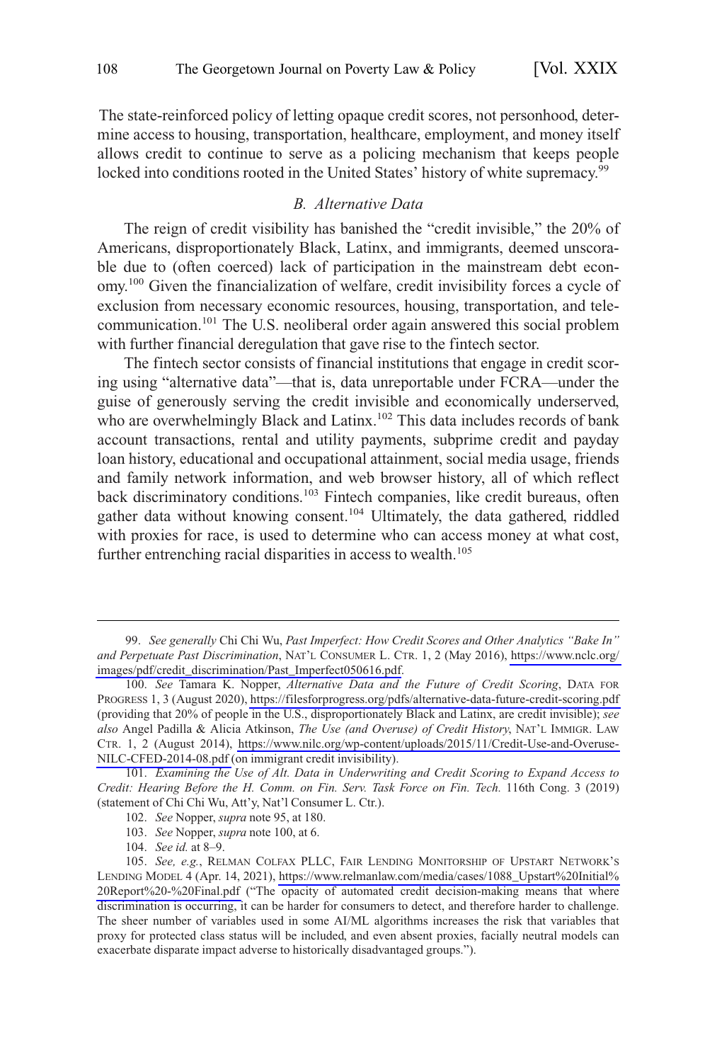The state-reinforced policy of letting opaque credit scores, not personhood, determine access to housing, transportation, healthcare, employment, and money itself allows credit to continue to serve as a policing mechanism that keeps people locked into conditions rooted in the United States' history of white supremacy.[99]

### *B. Alternative Data*

The reign of credit visibility has banished the "credit invisible," the 20% of Americans, disproportionately Black, Latinx, and immigrants, deemed unscorable due to (often coerced) lack of participation in the mainstream debt economy.[100] Given the financialization of welfare, credit invisibility forces a cycle of exclusion from necessary economic resources, housing, transportation, and telecommunication.[101] The U.S. neoliberal order again answered this social problem with further financial deregulation that gave rise to the fintech sector.

The fintech sector consists of financial institutions that engage in credit scoring using "alternative data"—that is, data unreportable under FCRA—under the guise of generously serving the credit invisible and economically underserved, who are overwhelmingly Black and Latinx.[102] This data includes records of bank account transactions, rental and utility payments, subprime credit and payday loan history, educational and occupational attainment, social media usage, friends and family network information, and web browser history, all of which reflect back discriminatory conditions.[103] Fintech companies, like credit bureaus, often gather data without knowing consent.[104] Ultimately, the data gathered, riddled with proxies for race, is used to determine who can access money at what cost, further entrenching racial disparities in access to wealth.[105]

---

99. *See generally* Chi Chi Wu, *Past Imperfect: How Credit Scores and Other Analytics "Bake In" and Perpetuate Past Discrimination*, NAT'L CONSUMER L. CTR. 1, 2 (May 2016), https://www.nclc.org/images/pdf/credit_discrimination/Past_Imperfect050616.pdf.

100. *See* Tamara K. Nopper, *Alternative Data and the Future of Credit Scoring*, DATA FOR PROGRESS 1, 3 (August 2020), https://filesforprogress.org/pdfs/alternative-data-future-credit-scoring.pdf (providing that 20% of people in the U.S., disproportionately Black and Latinx, are credit invisible); *see also* Angel Padilla & Alicia Atkinson, *The Use (and Overuse) of Credit History*, NAT'L IMMIGR. LAW CTR. 1, 2 (August 2014), https://www.nilc.org/wp-content/uploads/2015/11/Credit-Use-and-Overuse-NILC-CFED-2014-08.pdf (on immigrant credit invisibility).

101. *Examining the Use of Alt. Data in Underwriting and Credit Scoring to Expand Access to Credit: Hearing Before the H. Comm. on Fin. Serv. Task Force on Fin. Tech.* 116th Cong. 3 (2019) (statement of Chi Chi Wu, Att'y, Nat'l Consumer L. Ctr.).

102. *See* Nopper, *supra* note 95, at 180.

103. *See* Nopper, *supra* note 100, at 6.

104. *See id.* at 8–9.

105. *See, e.g.*, RELMAN COLFAX PLLC, FAIR LENDING MONITORSHIP OF UPSTART NETWORK'S LENDING MODEL 4 (Apr. 14, 2021), https://www.relmanlaw.com/media/cases/1088_Upstart%20Initial%20Report%20-%20Final.pdf ("The opacity of automated credit decision-making means that where discrimination is occurring, it can be harder for consumers to detect, and therefore harder to challenge. The sheer number of variables used in some AI/ML algorithms increases the risk that variables that proxy for protected class status will be included, and even absent proxies, facially neutral models can exacerbate disparate impact adverse to historically disadvantaged groups.").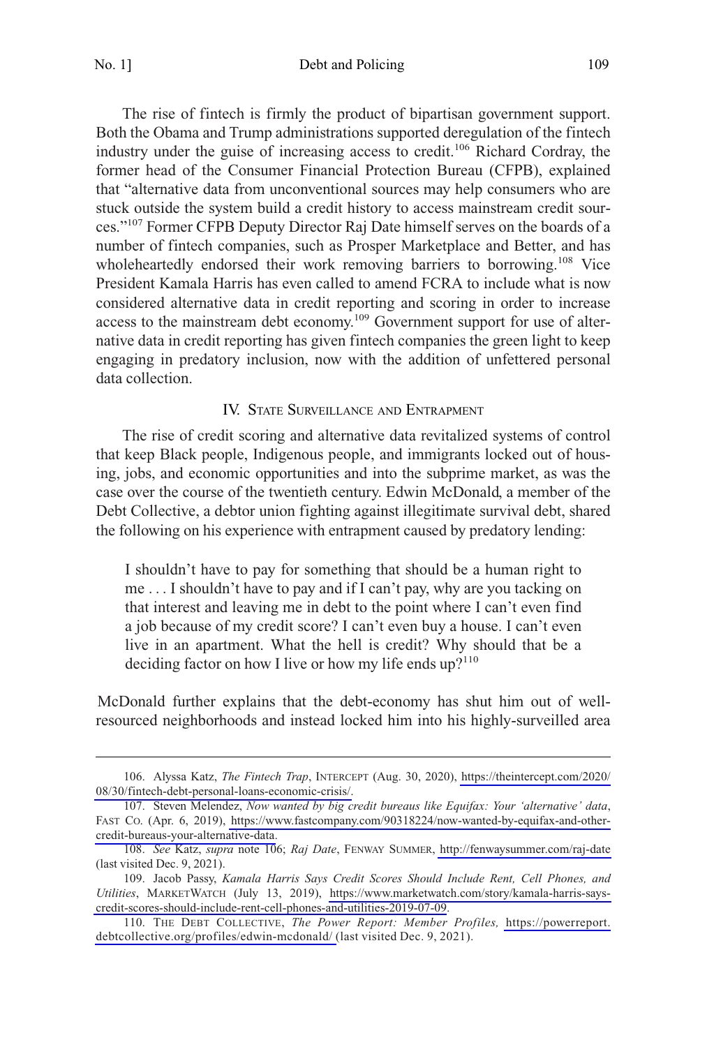The rise of fintech is firmly the product of bipartisan government support. Both the Obama and Trump administrations supported deregulation of the fintech industry under the guise of increasing access to credit.[106] Richard Cordray, the former head of the Consumer Financial Protection Bureau (CFPB), explained that "alternative data from unconventional sources may help consumers who are stuck outside the system build a credit history to access mainstream credit sources."[107] Former CFPB Deputy Director Raj Date himself serves on the boards of a number of fintech companies, such as Prosper Marketplace and Better, and has wholeheartedly endorsed their work removing barriers to borrowing.[108] Vice President Kamala Harris has even called to amend FCRA to include what is now considered alternative data in credit reporting and scoring in order to increase access to the mainstream debt economy.[109] Government support for use of alternative data in credit reporting has given fintech companies the green light to keep engaging in predatory inclusion, now with the addition of unfettered personal data collection.

## IV. State Surveillance and Entrapment

The rise of credit scoring and alternative data revitalized systems of control that keep Black people, Indigenous people, and immigrants locked out of housing, jobs, and economic opportunities and into the subprime market, as was the case over the course of the twentieth century. Edwin McDonald, a member of the Debt Collective, a debtor union fighting against illegitimate survival debt, shared the following on his experience with entrapment caused by predatory lending:

> I shouldn't have to pay for something that should be a human right to me . . . I shouldn't have to pay and if I can't pay, why are you tacking on that interest and leaving me in debt to the point where I can't even find a job because of my credit score? I can't even buy a house. I can't even live in an apartment. What the hell is credit? Why should that be a deciding factor on how I live or how my life ends up?[110]

McDonald further explains that the debt-economy has shut him out of well-resourced neighborhoods and instead locked him into his highly-surveilled area

---

106. Alyssa Katz, *The Fintech Trap*, INTERCEPT (Aug. 30, 2020), https://theintercept.com/2020/08/30/fintech-debt-personal-loans-economic-crisis/.

107. Steven Melendez, *Now wanted by big credit bureaus like Equifax: Your 'alternative' data*, FAST CO. (Apr. 6, 2019), https://www.fastcompany.com/90318224/now-wanted-by-equifax-and-other-credit-bureaus-your-alternative-data.

108. *See* Katz, *supra* note 106; *Raj Date*, FENWAY SUMMER, http://fenwaysummer.com/raj-date (last visited Dec. 9, 2021).

109. Jacob Passy, *Kamala Harris Says Credit Scores Should Include Rent, Cell Phones, and Utilities*, MARKETWATCH (July 13, 2019), https://www.marketwatch.com/story/kamala-harris-says-credit-scores-should-include-rent-cell-phones-and-utilities-2019-07-09.

110. THE DEBT COLLECTIVE, *The Power Report: Member Profiles,* https://powerreport.debtcollective.org/profiles/edwin-mcdonald/ (last visited Dec. 9, 2021).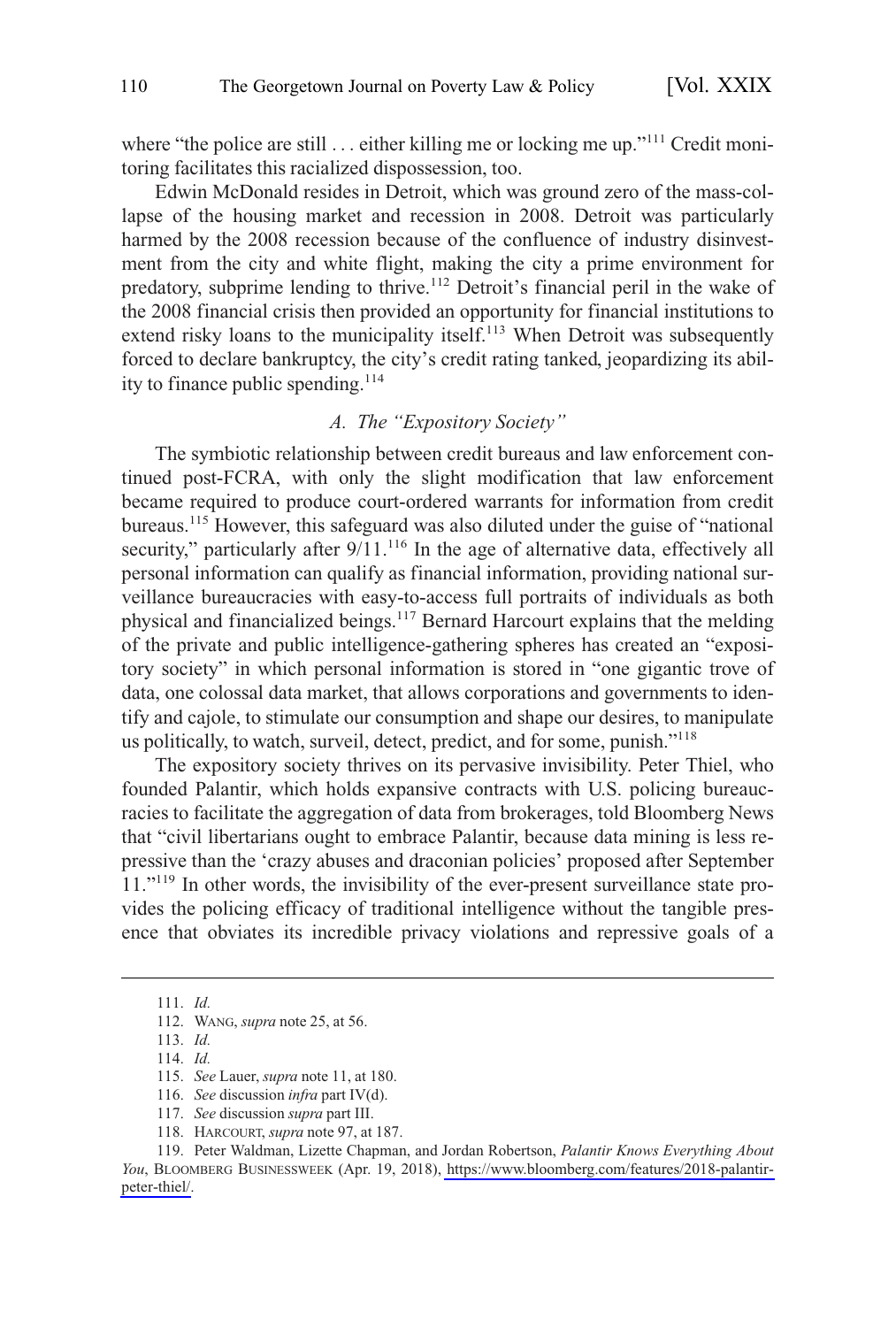where "the police are still . . . either killing me or locking me up."[111] Credit monitoring facilitates this racialized dispossession, too.

Edwin McDonald resides in Detroit, which was ground zero of the mass-collapse of the housing market and recession in 2008. Detroit was particularly harmed by the 2008 recession because of the confluence of industry disinvestment from the city and white flight, making the city a prime environment for predatory, subprime lending to thrive.[112] Detroit's financial peril in the wake of the 2008 financial crisis then provided an opportunity for financial institutions to extend risky loans to the municipality itself.[113] When Detroit was subsequently forced to declare bankruptcy, the city's credit rating tanked, jeopardizing its ability to finance public spending.[114]

### *A. The "Expository Society"*

The symbiotic relationship between credit bureaus and law enforcement continued post-FCRA, with only the slight modification that law enforcement became required to produce court-ordered warrants for information from credit bureaus.[115] However, this safeguard was also diluted under the guise of "national security," particularly after 9/11.[116] In the age of alternative data, effectively all personal information can qualify as financial information, providing national surveillance bureaucracies with easy-to-access full portraits of individuals as both physical and financialized beings.[117] Bernard Harcourt explains that the melding of the private and public intelligence-gathering spheres has created an "expository society" in which personal information is stored in "one gigantic trove of data, one colossal data market, that allows corporations and governments to identify and cajole, to stimulate our consumption and shape our desires, to manipulate us politically, to watch, surveil, detect, predict, and for some, punish."[118]

The expository society thrives on its pervasive invisibility. Peter Thiel, who founded Palantir, which holds expansive contracts with U.S. policing bureaucracies to facilitate the aggregation of data from brokerages, told Bloomberg News that "civil libertarians ought to embrace Palantir, because data mining is less repressive than the 'crazy abuses and draconian policies' proposed after September 11."[119] In other words, the invisibility of the ever-present surveillance state provides the policing efficacy of traditional intelligence without the tangible presence that obviates its incredible privacy violations and repressive goals of a

---

111. *Id.*

112. WANG, *supra* note 25, at 56.

113. *Id.*

114. *Id.*

115. *See* Lauer, *supra* note 11, at 180.

116. *See* discussion *infra* part IV(d).

117. *See* discussion *supra* part III.

118. HARCOURT, *supra* note 97, at 187.

119. Peter Waldman, Lizette Chapman, and Jordan Robertson, *Palantir Knows Everything About You*, BLOOMBERG BUSINESSWEEK (Apr. 19, 2018), https://www.bloomberg.com/features/2018-palantir-peter-thiel/.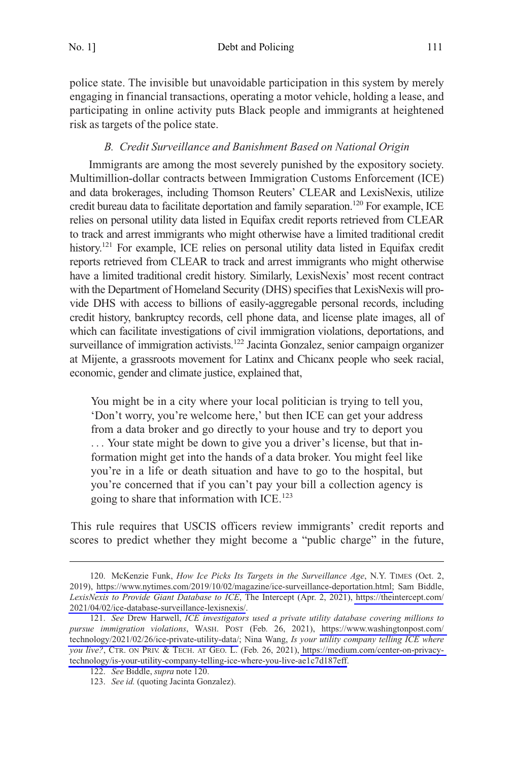police state. The invisible but unavoidable participation in this system by merely engaging in financial transactions, operating a motor vehicle, holding a lease, and participating in online activity puts Black people and immigrants at heightened risk as targets of the police state.

### *B. Credit Surveillance and Banishment Based on National Origin*

Immigrants are among the most severely punished by the expository society. Multimillion-dollar contracts between Immigration Customs Enforcement (ICE) and data brokerages, including Thomson Reuters' CLEAR and LexisNexis, utilize credit bureau data to facilitate deportation and family separation.[120] For example, ICE relies on personal utility data listed in Equifax credit reports retrieved from CLEAR to track and arrest immigrants who might otherwise have a limited traditional credit history.[121] For example, ICE relies on personal utility data listed in Equifax credit reports retrieved from CLEAR to track and arrest immigrants who might otherwise have a limited traditional credit history. Similarly, LexisNexis' most recent contract with the Department of Homeland Security (DHS) specifies that LexisNexis will provide DHS with access to billions of easily-aggregable personal records, including credit history, bankruptcy records, cell phone data, and license plate images, all of which can facilitate investigations of civil immigration violations, deportations, and surveillance of immigration activists.[122] Jacinta Gonzalez, senior campaign organizer at Mijente, a grassroots movement for Latinx and Chicanx people who seek racial, economic, gender and climate justice, explained that,

> You might be in a city where your local politician is trying to tell you, 'Don't worry, you're welcome here,' but then ICE can get your address from a data broker and go directly to your house and try to deport you . . . Your state might be down to give you a driver's license, but that information might get into the hands of a data broker. You might feel like you're in a life or death situation and have to go to the hospital, but you're concerned that if you can't pay your bill a collection agency is going to share that information with ICE.[123]

This rule requires that USCIS officers review immigrants' credit reports and scores to predict whether they might become a "public charge" in the future,

---

120. McKenzie Funk, *How Ice Picks Its Targets in the Surveillance Age*, N.Y. TIMES (Oct. 2, 2019), https://www.nytimes.com/2019/10/02/magazine/ice-surveillance-deportation.html; Sam Biddle, *LexisNexis to Provide Giant Database to ICE*, The Intercept (Apr. 2, 2021), https://theintercept.com/2021/04/02/ice-database-surveillance-lexisnexis/.

121. *See* Drew Harwell, *ICE investigators used a private utility database covering millions to pursue immigration violations*, WASH. POST (Feb. 26, 2021), https://www.washingtonpost.com/technology/2021/02/26/ice-private-utility-data/; Nina Wang, *Is your utility company telling ICE where you live?*, CTR. ON PRIV. & TECH. AT GEO. L. (Feb. 26, 2021), https://medium.com/center-on-privacy-technology/is-your-utility-company-telling-ice-where-you-live-ae1c7d187eff.

122. *See* Biddle, *supra* note 120.

123. *See id.* (quoting Jacinta Gonzalez).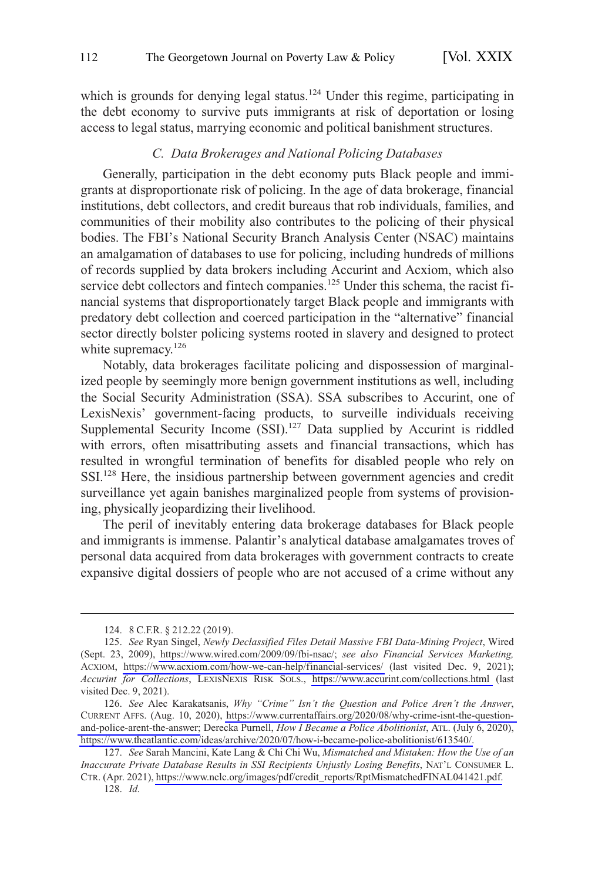which is grounds for denying legal status.[124] Under this regime, participating in the debt economy to survive puts immigrants at risk of deportation or losing access to legal status, marrying economic and political banishment structures.

### *C. Data Brokerages and National Policing Databases*

Generally, participation in the debt economy puts Black people and immigrants at disproportionate risk of policing. In the age of data brokerage, financial institutions, debt collectors, and credit bureaus that rob individuals, families, and communities of their mobility also contributes to the policing of their physical bodies. The FBI's National Security Branch Analysis Center (NSAC) maintains an amalgamation of databases to use for policing, including hundreds of millions of records supplied by data brokers including Accurint and Acxiom, which also service debt collectors and fintech companies.[125] Under this schema, the racist financial systems that disproportionately target Black people and immigrants with predatory debt collection and coerced participation in the "alternative" financial sector directly bolster policing systems rooted in slavery and designed to protect white supremacy.[126]

Notably, data brokerages facilitate policing and dispossession of marginalized people by seemingly more benign government institutions as well, including the Social Security Administration (SSA). SSA subscribes to Accurint, one of LexisNexis' government-facing products, to surveille individuals receiving Supplemental Security Income (SSI).[127] Data supplied by Accurint is riddled with errors, often misattributing assets and financial transactions, which has resulted in wrongful termination of benefits for disabled people who rely on SSI.[128] Here, the insidious partnership between government agencies and credit surveillance yet again banishes marginalized people from systems of provisioning, physically jeopardizing their livelihood.

The peril of inevitably entering data brokerage databases for Black people and immigrants is immense. Palantir's analytical database amalgamates troves of personal data acquired from data brokerages with government contracts to create expansive digital dossiers of people who are not accused of a crime without any

---

124. 8 C.F.R. § 212.22 (2019).

125. *See* Ryan Singel, *Newly Declassified Files Detail Massive FBI Data-Mining Project*, Wired (Sept. 23, 2009), https://www.wired.com/2009/09/fbi-nsac/; *see also Financial Services Marketing,* ACXIOM, https://www.acxiom.com/how-we-can-help/financial-services/ (last visited Dec. 9, 2021); *Accurint for Collections*, LEXISNEXIS RISK SOLS., https://www.accurint.com/collections.html (last visited Dec. 9, 2021).

126. *See* Alec Karakatsanis, *Why "Crime" Isn't the Question and Police Aren't the Answer*, CURRENT AFFS. (Aug. 10, 2020), https://www.currentaffairs.org/2020/08/why-crime-isnt-the-question-and-police-arent-the-answer; Derecka Purnell, *How I Became a Police Abolitionist*, ATL. (July 6, 2020), https://www.theatlantic.com/ideas/archive/2020/07/how-i-became-police-abolitionist/613540/.

127. *See* Sarah Mancini, Kate Lang & Chi Chi Wu, *Mismatched and Mistaken: How the Use of an Inaccurate Private Database Results in SSI Recipients Unjustly Losing Benefits*, NAT'L CONSUMER L. CTR. (Apr. 2021), https://www.nclc.org/images/pdf/credit_reports/RptMismatchedFINAL041421.pdf.

128. *Id.*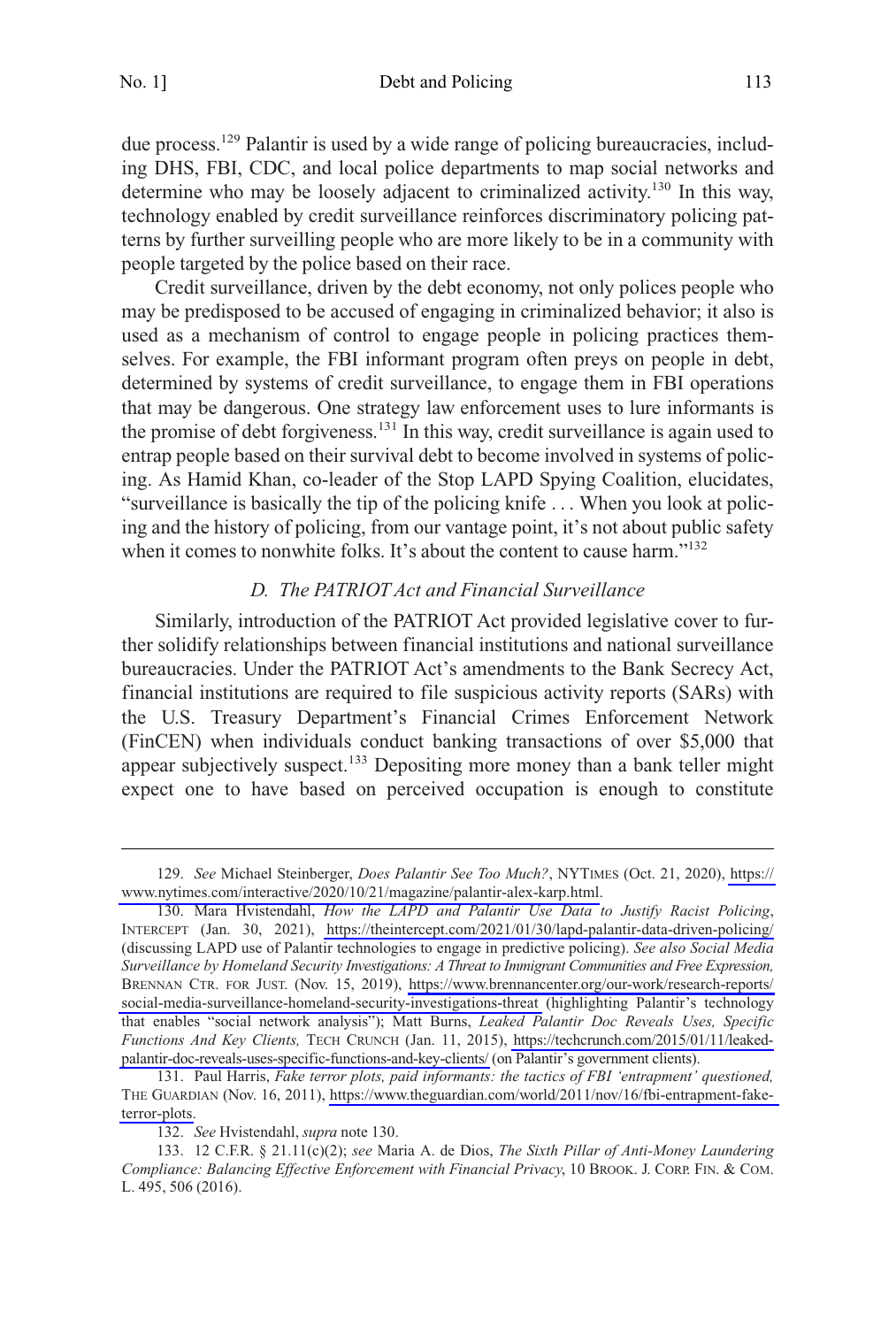due process.[129] Palantir is used by a wide range of policing bureaucracies, including DHS, FBI, CDC, and local police departments to map social networks and determine who may be loosely adjacent to criminalized activity.[130] In this way, technology enabled by credit surveillance reinforces discriminatory policing patterns by further surveilling people who are more likely to be in a community with people targeted by the police based on their race.

Credit surveillance, driven by the debt economy, not only polices people who may be predisposed to be accused of engaging in criminalized behavior; it also is used as a mechanism of control to engage people in policing practices themselves. For example, the FBI informant program often preys on people in debt, determined by systems of credit surveillance, to engage them in FBI operations that may be dangerous. One strategy law enforcement uses to lure informants is the promise of debt forgiveness.[131] In this way, credit surveillance is again used to entrap people based on their survival debt to become involved in systems of policing. As Hamid Khan, co-leader of the Stop LAPD Spying Coalition, elucidates, "surveillance is basically the tip of the policing knife . . . When you look at policing and the history of policing, from our vantage point, it's not about public safety when it comes to nonwhite folks. It's about the content to cause harm."[132]

### *D. The PATRIOT Act and Financial Surveillance*

Similarly, introduction of the PATRIOT Act provided legislative cover to further solidify relationships between financial institutions and national surveillance bureaucracies. Under the PATRIOT Act's amendments to the Bank Secrecy Act, financial institutions are required to file suspicious activity reports (SARs) with the U.S. Treasury Department's Financial Crimes Enforcement Network (FinCEN) when individuals conduct banking transactions of over $5,000 that appear subjectively suspect.[133] Depositing more money than a bank teller might expect one to have based on perceived occupation is enough to constitute

---

129. *See* Michael Steinberger, *Does Palantir See Too Much?*, NYTIMES (Oct. 21, 2020), https://www.nytimes.com/interactive/2020/10/21/magazine/palantir-alex-karp.html.

130. Mara Hvistendahl, *How the LAPD and Palantir Use Data to Justify Racist Policing*, INTERCEPT (Jan. 30, 2021), https://theintercept.com/2021/01/30/lapd-palantir-data-driven-policing/ (discussing LAPD use of Palantir technologies to engage in predictive policing). *See also Social Media Surveillance by Homeland Security Investigations: A Threat to Immigrant Communities and Free Expression,* BRENNAN CTR. FOR JUST. (Nov. 15, 2019), https://www.brennancenter.org/our-work/research-reports/social-media-surveillance-homeland-security-investigations-threat (highlighting Palantir's technology that enables "social network analysis"); Matt Burns, *Leaked Palantir Doc Reveals Uses, Specific Functions And Key Clients,* TECH CRUNCH (Jan. 11, 2015), https://techcrunch.com/2015/01/11/leaked-palantir-doc-reveals-uses-specific-functions-and-key-clients/ (on Palantir's government clients).

131. Paul Harris, *Fake terror plots, paid informants: the tactics of FBI 'entrapment' questioned,* THE GUARDIAN (Nov. 16, 2011), https://www.theguardian.com/world/2011/nov/16/fbi-entrapment-fake-terror-plots.

132. *See* Hvistendahl, *supra* note 130.

133. 12 C.F.R. § 21.11(c)(2); *see* Maria A. de Dios, *The Sixth Pillar of Anti-Money Laundering Compliance: Balancing Effective Enforcement with Financial Privacy*, 10 BROOK. J. CORP. FIN. & COM. L. 495, 506 (2016).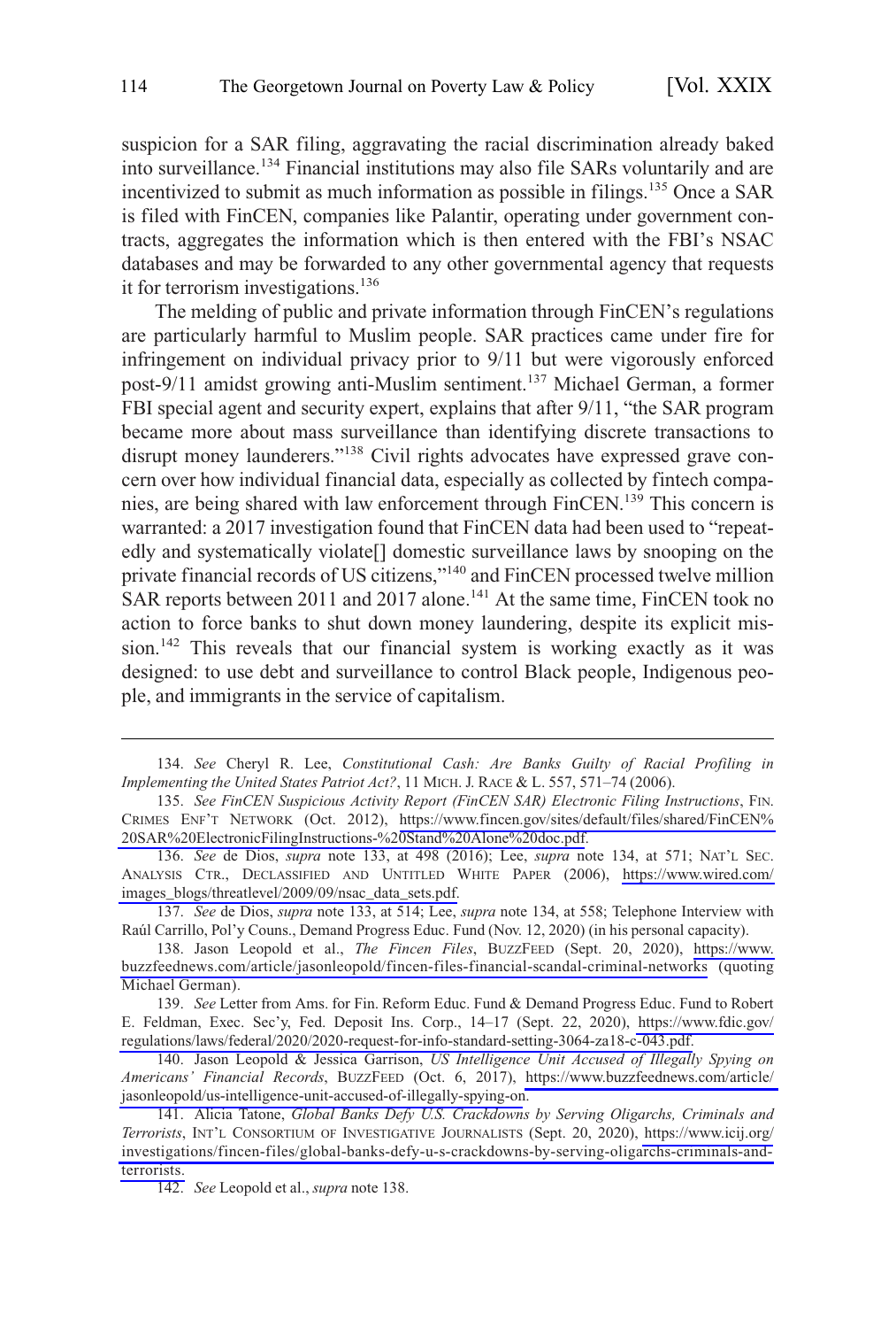suspicion for a SAR filing, aggravating the racial discrimination already baked into surveillance.[134] Financial institutions may also file SARs voluntarily and are incentivized to submit as much information as possible in filings.[135] Once a SAR is filed with FinCEN, companies like Palantir, operating under government contracts, aggregates the information which is then entered with the FBI's NSAC databases and may be forwarded to any other governmental agency that requests it for terrorism investigations.[136]

The melding of public and private information through FinCEN's regulations are particularly harmful to Muslim people. SAR practices came under fire for infringement on individual privacy prior to 9/11 but were vigorously enforced post-9/11 amidst growing anti-Muslim sentiment.[137] Michael German, a former FBI special agent and security expert, explains that after 9/11, "the SAR program became more about mass surveillance than identifying discrete transactions to disrupt money launderers."[138] Civil rights advocates have expressed grave concern over how individual financial data, especially as collected by fintech companies, are being shared with law enforcement through FinCEN.[139] This concern is warranted: a 2017 investigation found that FinCEN data had been used to "repeatedly and systematically violate[] domestic surveillance laws by snooping on the private financial records of US citizens,"[140] and FinCEN processed twelve million SAR reports between 2011 and 2017 alone.[141] At the same time, FinCEN took no action to force banks to shut down money laundering, despite its explicit mission.[142] This reveals that our financial system is working exactly as it was designed: to use debt and surveillance to control Black people, Indigenous people, and immigrants in the service of capitalism.

---

134. *See* Cheryl R. Lee, *Constitutional Cash: Are Banks Guilty of Racial Profiling in Implementing the United States Patriot Act?*, 11 MICH. J. RACE & L. 557, 571–74 (2006).

135. *See FinCEN Suspicious Activity Report (FinCEN SAR) Electronic Filing Instructions*, FIN. CRIMES ENF'T NETWORK (Oct. 2012), https://www.fincen.gov/sites/default/files/shared/FinCEN%20SAR%20ElectronicFilingInstructions-%20Stand%20Alone%20doc.pdf.

136. *See* de Dios, *supra* note 133, at 498 (2016); Lee, *supra* note 134, at 571; NAT'L SEC. ANALYSIS CTR., DECLASSIFIED AND UNTITLED WHITE PAPER (2006), https://www.wired.com/images_blogs/threatlevel/2009/09/nsac_data_sets.pdf.

137. *See* de Dios, *supra* note 133, at 514; Lee, *supra* note 134, at 558; Telephone Interview with Raúl Carrillo, Pol'y Couns., Demand Progress Educ. Fund (Nov. 12, 2020) (in his personal capacity).

138. Jason Leopold et al., *The Fincen Files*, BUZZFEED (Sept. 20, 2020), https://www.buzzfeednews.com/article/jasonleopold/fincen-files-financial-scandal-criminal-networks (quoting Michael German).

139. *See* Letter from Ams. for Fin. Reform Educ. Fund & Demand Progress Educ. Fund to Robert E. Feldman, Exec. Sec'y, Fed. Deposit Ins. Corp., 14–17 (Sept. 22, 2020), https://www.fdic.gov/regulations/laws/federal/2020/2020-request-for-info-standard-setting-3064-za18-c-043.pdf.

140. Jason Leopold & Jessica Garrison, *US Intelligence Unit Accused of Illegally Spying on Americans' Financial Records*, BUZZFEED (Oct. 6, 2017), https://www.buzzfeednews.com/article/jasonleopold/us-intelligence-unit-accused-of-illegally-spying-on.

141. Alicia Tatone, *Global Banks Defy U.S. Crackdowns by Serving Oligarchs, Criminals and Terrorists*, INT'L CONSORTIUM OF INVESTIGATIVE JOURNALISTS (Sept. 20, 2020), https://www.icij.org/investigations/fincen-files/global-banks-defy-u-s-crackdowns-by-serving-oligarchs-criminals-and-terrorists.

142. *See* Leopold et al., *supra* note 138.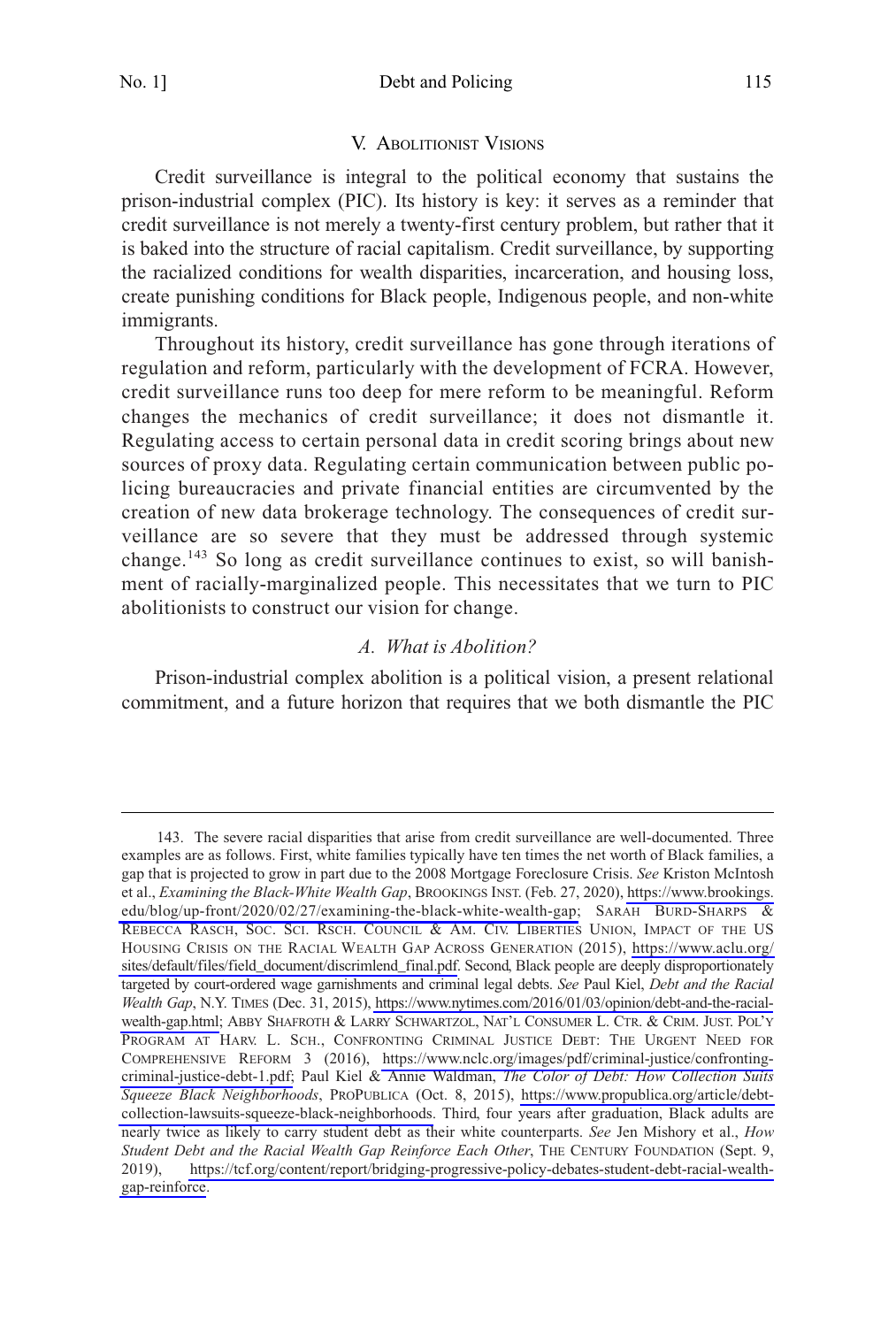## V. Abolitionist Visions

Credit surveillance is integral to the political economy that sustains the prison-industrial complex (PIC). Its history is key: it serves as a reminder that credit surveillance is not merely a twenty-first century problem, but rather that it is baked into the structure of racial capitalism. Credit surveillance, by supporting the racialized conditions for wealth disparities, incarceration, and housing loss, create punishing conditions for Black people, Indigenous people, and non-white immigrants.

Throughout its history, credit surveillance has gone through iterations of regulation and reform, particularly with the development of FCRA. However, credit surveillance runs too deep for mere reform to be meaningful. Reform changes the mechanics of credit surveillance; it does not dismantle it. Regulating access to certain personal data in credit scoring brings about new sources of proxy data. Regulating certain communication between public policing bureaucracies and private financial entities are circumvented by the creation of new data brokerage technology. The consequences of credit surveillance are so severe that they must be addressed through systemic change.[143] So long as credit surveillance continues to exist, so will banishment of racially-marginalized people. This necessitates that we turn to PIC abolitionists to construct our vision for change.

### *A. What is Abolition?*

Prison-industrial complex abolition is a political vision, a present relational commitment, and a future horizon that requires that we both dismantle the PIC

---

143. The severe racial disparities that arise from credit surveillance are well-documented. Three examples are as follows. First, white families typically have ten times the net worth of Black families, a gap that is projected to grow in part due to the 2008 Mortgage Foreclosure Crisis. *See* Kriston McIntosh et al., *Examining the Black-White Wealth Gap*, BROOKINGS INST. (Feb. 27, 2020), https://www.brookings.edu/blog/up-front/2020/02/27/examining-the-black-white-wealth-gap; SARAH BURD-SHARPS & REBECCA RASCH, SOC. SCI. RSCH. COUNCIL & AM. CIV. LIBERTIES UNION, IMPACT OF THE US HOUSING CRISIS ON THE RACIAL WEALTH GAP ACROSS GENERATION (2015), https://www.aclu.org/sites/default/files/field_document/discrimlend_final.pdf. Second, Black people are deeply disproportionately targeted by court-ordered wage garnishments and criminal legal debts. *See* Paul Kiel, *Debt and the Racial Wealth Gap*, N.Y. TIMES (Dec. 31, 2015), https://www.nytimes.com/2016/01/03/opinion/debt-and-the-racial-wealth-gap.html; ABBY SHAFROTH & LARRY SCHWARTZOL, NAT'L CONSUMER L. CTR. & CRIM. JUST. POL'Y PROGRAM AT HARV. L. SCH., CONFRONTING CRIMINAL JUSTICE DEBT: THE URGENT NEED FOR COMPREHENSIVE REFORM 3 (2016), https://www.nclc.org/images/pdf/criminal-justice/confronting-criminal-justice-debt-1.pdf; Paul Kiel & Annie Waldman, *The Color of Debt: How Collection Suits Squeeze Black Neighborhoods*, PROPUBLICA (Oct. 8, 2015), https://www.propublica.org/article/debt-collection-lawsuits-squeeze-black-neighborhoods. Third, four years after graduation, Black adults are nearly twice as likely to carry student debt as their white counterparts. *See* Jen Mishory et al., *How Student Debt and the Racial Wealth Gap Reinforce Each Other*, THE CENTURY FOUNDATION (Sept. 9, 2019), https://tcf.org/content/report/bridging-progressive-policy-debates-student-debt-racial-wealth-gap-reinforce.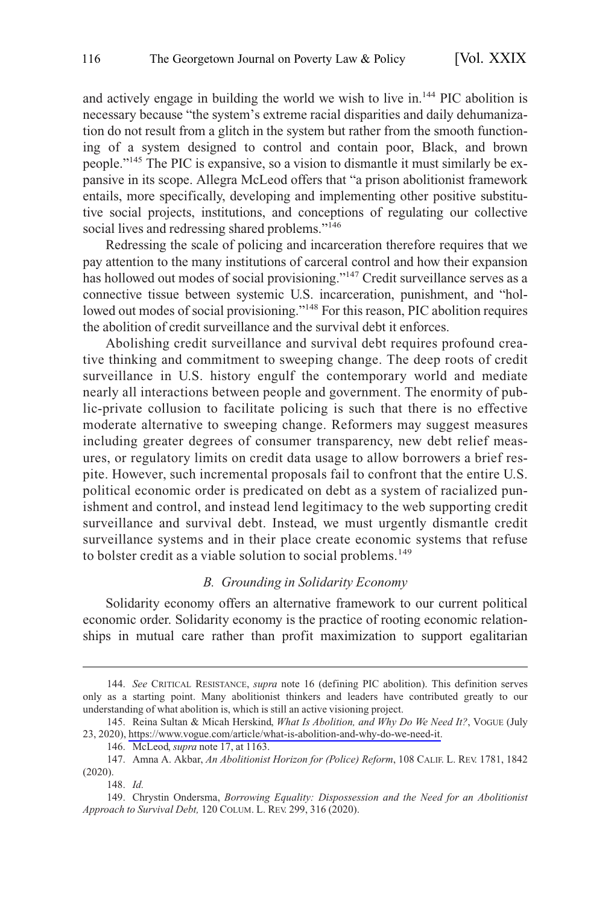and actively engage in building the world we wish to live in.[144] PIC abolition is necessary because "the system's extreme racial disparities and daily dehumanization do not result from a glitch in the system but rather from the smooth functioning of a system designed to control and contain poor, Black, and brown people."[145] The PIC is expansive, so a vision to dismantle it must similarly be expansive in its scope. Allegra McLeod offers that "a prison abolitionist framework entails, more specifically, developing and implementing other positive substitutive social projects, institutions, and conceptions of regulating our collective social lives and redressing shared problems."[146]

Redressing the scale of policing and incarceration therefore requires that we pay attention to the many institutions of carceral control and how their expansion has hollowed out modes of social provisioning."[147] Credit surveillance serves as a connective tissue between systemic U.S. incarceration, punishment, and "hollowed out modes of social provisioning."[148] For this reason, PIC abolition requires the abolition of credit surveillance and the survival debt it enforces.

Abolishing credit surveillance and survival debt requires profound creative thinking and commitment to sweeping change. The deep roots of credit surveillance in U.S. history engulf the contemporary world and mediate nearly all interactions between people and government. The enormity of public-private collusion to facilitate policing is such that there is no effective moderate alternative to sweeping change. Reformers may suggest measures including greater degrees of consumer transparency, new debt relief measures, or regulatory limits on credit data usage to allow borrowers a brief respite. However, such incremental proposals fail to confront that the entire U.S. political economic order is predicated on debt as a system of racialized punishment and control, and instead lend legitimacy to the web supporting credit surveillance and survival debt. Instead, we must urgently dismantle credit surveillance systems and in their place create economic systems that refuse to bolster credit as a viable solution to social problems.[149]

### *B. Grounding in Solidarity Economy*

Solidarity economy offers an alternative framework to our current political economic order. Solidarity economy is the practice of rooting economic relationships in mutual care rather than profit maximization to support egalitarian

---

144. *See* CRITICAL RESISTANCE, *supra* note 16 (defining PIC abolition). This definition serves only as a starting point. Many abolitionist thinkers and leaders have contributed greatly to our understanding of what abolition is, which is still an active visioning project.

145. Reina Sultan & Micah Herskind, *What Is Abolition, and Why Do We Need It?*, VOGUE (July 23, 2020), https://www.vogue.com/article/what-is-abolition-and-why-do-we-need-it.

146. McLeod, *supra* note 17, at 1163.

147. Amna A. Akbar, *An Abolitionist Horizon for (Police) Reform*, 108 CALIF. L. REV. 1781, 1842 (2020).

148. *Id.*

149. Chrystin Ondersma, *Borrowing Equality: Dispossession and the Need for an Abolitionist Approach to Survival Debt,* 120 COLUM. L. REV. 299, 316 (2020).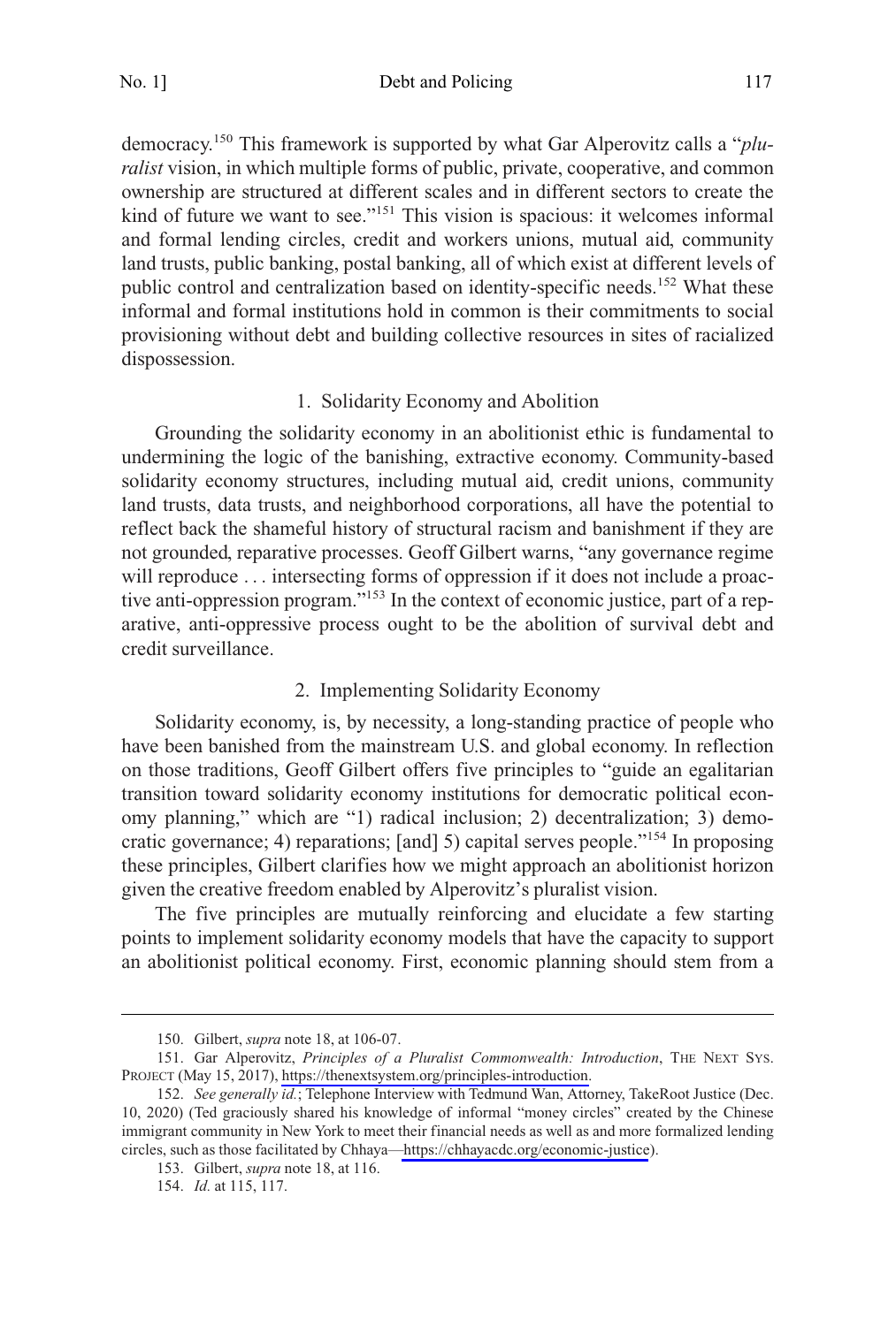democracy.[150] This framework is supported by what Gar Alperovitz calls a "*pluralist* vision, in which multiple forms of public, private, cooperative, and common ownership are structured at different scales and in different sectors to create the kind of future we want to see."[151] This vision is spacious: it welcomes informal and formal lending circles, credit and workers unions, mutual aid, community land trusts, public banking, postal banking, all of which exist at different levels of public control and centralization based on identity-specific needs.[152] What these informal and formal institutions hold in common is their commitments to social provisioning without debt and building collective resources in sites of racialized dispossession.

### 1. Solidarity Economy and Abolition

Grounding the solidarity economy in an abolitionist ethic is fundamental to undermining the logic of the banishing, extractive economy. Community-based solidarity economy structures, including mutual aid, credit unions, community land trusts, data trusts, and neighborhood corporations, all have the potential to reflect back the shameful history of structural racism and banishment if they are not grounded, reparative processes. Geoff Gilbert warns, "any governance regime will reproduce . . . intersecting forms of oppression if it does not include a proactive anti-oppression program."[153] In the context of economic justice, part of a reparative, anti-oppressive process ought to be the abolition of survival debt and credit surveillance.

### 2. Implementing Solidarity Economy

Solidarity economy, is, by necessity, a long-standing practice of people who have been banished from the mainstream U.S. and global economy. In reflection on those traditions, Geoff Gilbert offers five principles to "guide an egalitarian transition toward solidarity economy institutions for democratic political economy planning," which are "1) radical inclusion; 2) decentralization; 3) democratic governance; 4) reparations; [and] 5) capital serves people."[154] In proposing these principles, Gilbert clarifies how we might approach an abolitionist horizon given the creative freedom enabled by Alperovitz's pluralist vision.

The five principles are mutually reinforcing and elucidate a few starting points to implement solidarity economy models that have the capacity to support an abolitionist political economy. First, economic planning should stem from a

---

150. Gilbert, *supra* note 18, at 106-07.

151. Gar Alperovitz, *Principles of a Pluralist Commonwealth: Introduction*, THE NEXT SYS. PROJECT (May 15, 2017), https://thenextsystem.org/principles-introduction.

152. *See generally id.*; Telephone Interview with Tedmund Wan, Attorney, TakeRoot Justice (Dec. 10, 2020) (Ted graciously shared his knowledge of informal "money circles" created by the Chinese immigrant community in New York to meet their financial needs as well as and more formalized lending circles, such as those facilitated by Chhaya—https://chhayacdc.org/economic-justice).

153. Gilbert, *supra* note 18, at 116.

154. *Id.* at 115, 117.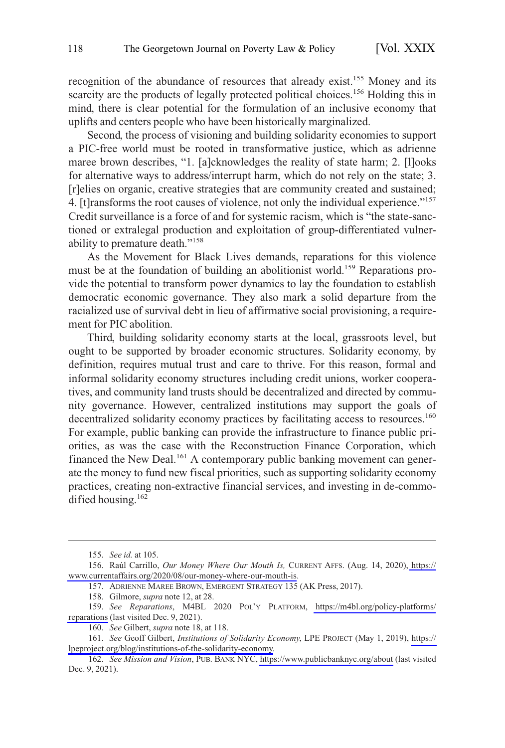recognition of the abundance of resources that already exist.[155] Money and its scarcity are the products of legally protected political choices.[156] Holding this in mind, there is clear potential for the formulation of an inclusive economy that uplifts and centers people who have been historically marginalized.

Second, the process of visioning and building solidarity economies to support a PIC-free world must be rooted in transformative justice, which as adrienne maree brown describes, "1. [a]cknowledges the reality of state harm; 2. [l]ooks for alternative ways to address/interrupt harm, which do not rely on the state; 3. [r]elies on organic, creative strategies that are community created and sustained; 4. [t]ransforms the root causes of violence, not only the individual experience."[157] Credit surveillance is a force of and for systemic racism, which is "the state-sanctioned or extralegal production and exploitation of group-differentiated vulnerability to premature death."[158]

As the Movement for Black Lives demands, reparations for this violence must be at the foundation of building an abolitionist world.[159] Reparations provide the potential to transform power dynamics to lay the foundation to establish democratic economic governance. They also mark a solid departure from the racialized use of survival debt in lieu of affirmative social provisioning, a requirement for PIC abolition.

Third, building solidarity economy starts at the local, grassroots level, but ought to be supported by broader economic structures. Solidarity economy, by definition, requires mutual trust and care to thrive. For this reason, formal and informal solidarity economy structures including credit unions, worker cooperatives, and community land trusts should be decentralized and directed by community governance. However, centralized institutions may support the goals of decentralized solidarity economy practices by facilitating access to resources.[160] For example, public banking can provide the infrastructure to finance public priorities, as was the case with the Reconstruction Finance Corporation, which financed the New Deal.[161] A contemporary public banking movement can generate the money to fund new fiscal priorities, such as supporting solidarity economy practices, creating non-extractive financial services, and investing in de-commodified housing.[162]

155. *See id.* at 105.

156. Raúl Carrillo, *Our Money Where Our Mouth Is,* CURRENT AFFS. (Aug. 14, 2020), https://www.currentaffairs.org/2020/08/our-money-where-our-mouth-is.

157. ADRIENNE MAREE BROWN, EMERGENT STRATEGY 135 (AK Press, 2017).

158. Gilmore, *supra* note 12, at 28.

159. *See Reparations*, M4BL 2020 POL'Y PLATFORM, https://m4bl.org/policy-platforms/reparations (last visited Dec. 9, 2021).

160. *See* Gilbert, *supra* note 18, at 118.

161. *See* Geoff Gilbert, *Institutions of Solidarity Economy*, LPE PROJECT (May 1, 2019), https://lpeproject.org/blog/institutions-of-the-solidarity-economy.

162. *See Mission and Vision*, PUB. BANK NYC, https://www.publicbanknyc.org/about (last visited Dec. 9, 2021).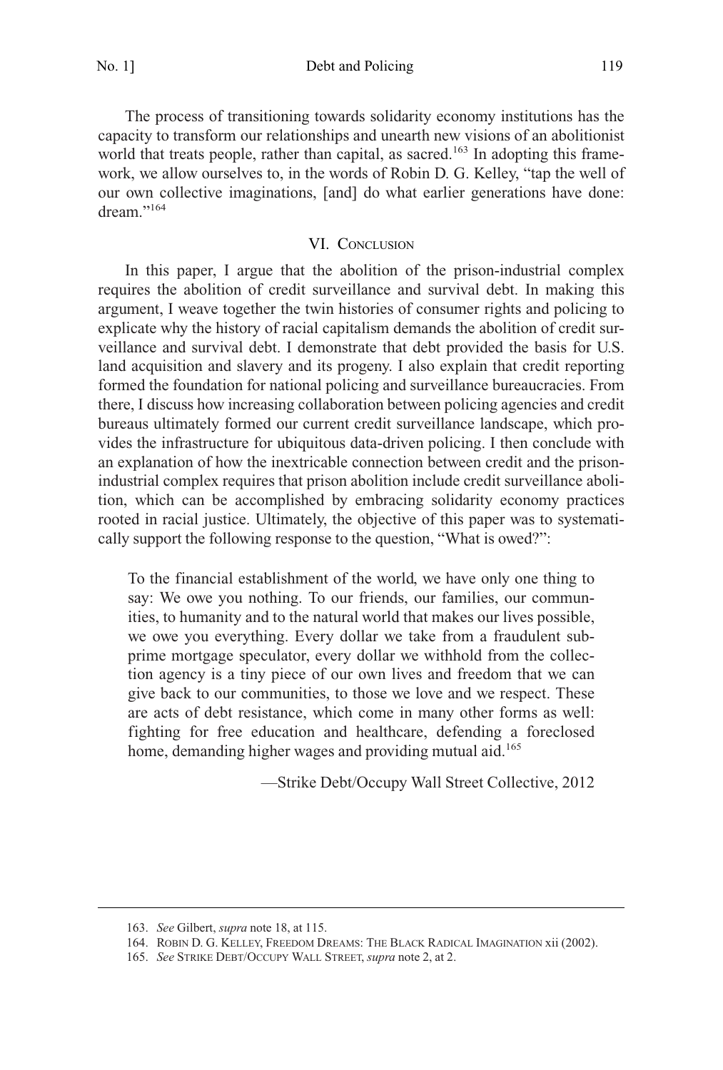The process of transitioning towards solidarity economy institutions has the capacity to transform our relationships and unearth new visions of an abolitionist world that treats people, rather than capital, as sacred.[163] In adopting this framework, we allow ourselves to, in the words of Robin D. G. Kelley, "tap the well of our own collective imaginations, [and] do what earlier generations have done: dream."[164]

## VI. Conclusion

In this paper, I argue that the abolition of the prison-industrial complex requires the abolition of credit surveillance and survival debt. In making this argument, I weave together the twin histories of consumer rights and policing to explicate why the history of racial capitalism demands the abolition of credit surveillance and survival debt. I demonstrate that debt provided the basis for U.S. land acquisition and slavery and its progeny. I also explain that credit reporting formed the foundation for national policing and surveillance bureaucracies. From there, I discuss how increasing collaboration between policing agencies and credit bureaus ultimately formed our current credit surveillance landscape, which provides the infrastructure for ubiquitous data-driven policing. I then conclude with an explanation of how the inextricable connection between credit and the prison-industrial complex requires that prison abolition include credit surveillance abolition, which can be accomplished by embracing solidarity economy practices rooted in racial justice. Ultimately, the objective of this paper was to systematically support the following response to the question, "What is owed?":

> To the financial establishment of the world, we have only one thing to say: We owe you nothing. To our friends, our families, our communities, to humanity and to the natural world that makes our lives possible, we owe you everything. Every dollar we take from a fraudulent subprime mortgage speculator, every dollar we withhold from the collection agency is a tiny piece of our own lives and freedom that we can give back to our communities, to those we love and we respect. These are acts of debt resistance, which come in many other forms as well: fighting for free education and healthcare, defending a foreclosed home, demanding higher wages and providing mutual aid.[165]
>
> —Strike Debt/Occupy Wall Street Collective, 2012

---

163. *See* Gilbert, *supra* note 18, at 115.

164. Robin D. G. Kelley, Freedom Dreams: The Black Radical Imagination xii (2002).

165. *See* Strike Debt/Occupy Wall Street, *supra* note 2, at 2.